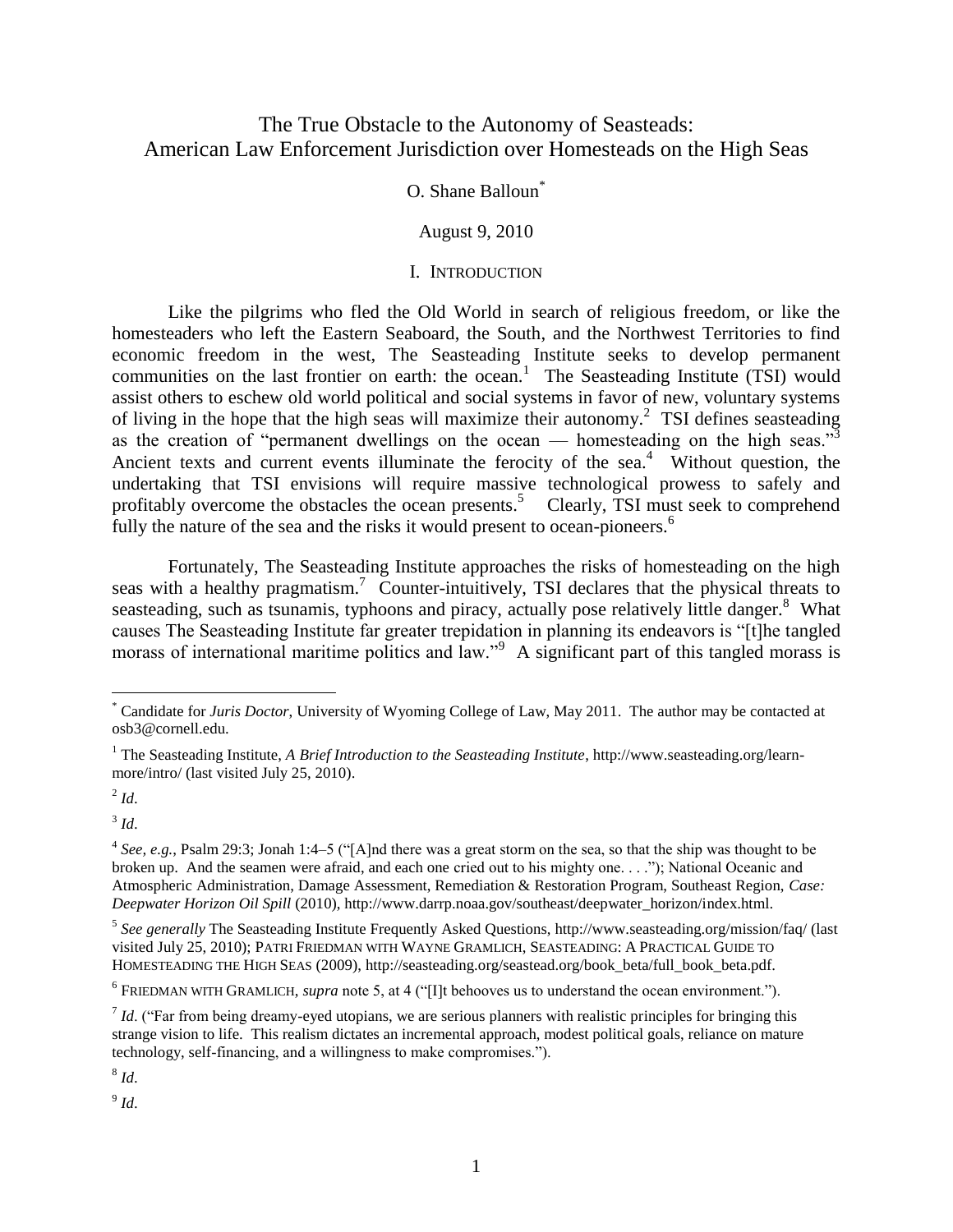# The True Obstacle to the Autonomy of Seasteads: American Law Enforcement Jurisdiction over Homesteads on the High Seas

O. Shane Balloun[*]

August 9, 2010

## I. Introduction

Like the pilgrims who fled the Old World in search of religious freedom, or like the homesteaders who left the Eastern Seaboard, the South, and the Northwest Territories to find economic freedom in the west, The Seasteading Institute seeks to develop permanent communities on the last frontier on earth: the ocean.[1] The Seasteading Institute (TSI) would assist others to eschew old world political and social systems in favor of new, voluntary systems of living in the hope that the high seas will maximize their autonomy.[2] TSI defines seasteading as the creation of "permanent dwellings on the ocean — homesteading on the high seas."[3] Ancient texts and current events illuminate the ferocity of the sea.[4] Without question, the undertaking that TSI envisions will require massive technological prowess to safely and profitably overcome the obstacles the ocean presents.[5] Clearly, TSI must seek to comprehend fully the nature of the sea and the risks it would present to ocean-pioneers.[6]

Fortunately, The Seasteading Institute approaches the risks of homesteading on the high seas with a healthy pragmatism.[7] Counter-intuitively, TSI declares that the physical threats to seasteading, such as tsunamis, typhoons and piracy, actually pose relatively little danger.[8] What causes The Seasteading Institute far greater trepidation in planning its endeavors is "[t]he tangled morass of international maritime politics and law."[9] A significant part of this tangled morass is

---

[*] Candidate for *Juris Doctor*, University of Wyoming College of Law, May 2011. The author may be contacted at osb3@cornell.edu.

[1] The Seasteading Institute, *A Brief Introduction to the Seasteading Institute*, http://www.seasteading.org/learn-more/intro/ (last visited July 25, 2010).

[2] *Id*.

[3] *Id*.

[4] *See, e.g.*, Psalm 29:3; Jonah 1:4–5 ("[A]nd there was a great storm on the sea, so that the ship was thought to be broken up. And the seamen were afraid, and each one cried out to his mighty one. . . ."); National Oceanic and Atmospheric Administration, Damage Assessment, Remediation & Restoration Program, Southeast Region, *Case: Deepwater Horizon Oil Spill* (2010), http://www.darrp.noaa.gov/southeast/deepwater_horizon/index.html.

[5] *See generally* The Seasteading Institute Frequently Asked Questions, http://www.seasteading.org/mission/faq/ (last visited July 25, 2010); PATRI FRIEDMAN WITH WAYNE GRAMLICH, SEASTEADING: A PRACTICAL GUIDE TO HOMESTEADING THE HIGH SEAS (2009), http://seasteading.org/seastead.org/book_beta/full_book_beta.pdf.

[6] FRIEDMAN WITH GRAMLICH, *supra* note 5, at 4 ("[I]t behooves us to understand the ocean environment.").

[7] *Id*. ("Far from being dreamy-eyed utopians, we are serious planners with realistic principles for bringing this strange vision to life. This realism dictates an incremental approach, modest political goals, reliance on mature technology, self-financing, and a willingness to make compromises.").

[8] *Id*.

[9] *Id*.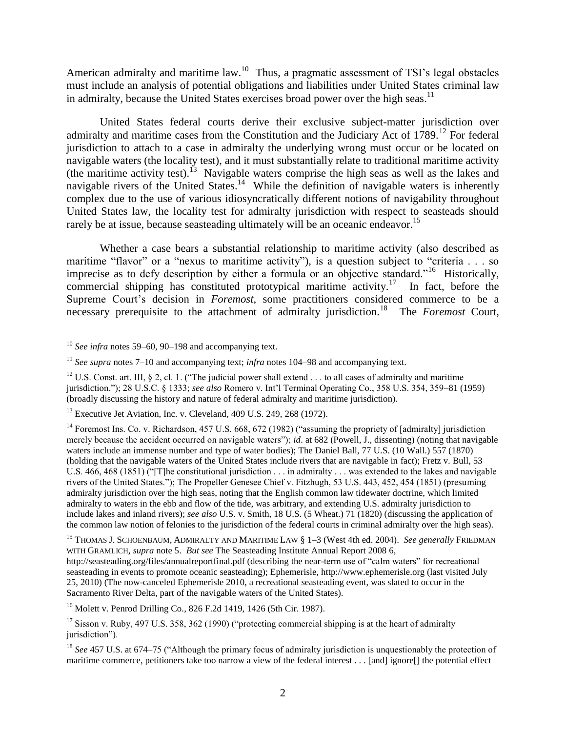American admiralty and maritime law.[10] Thus, a pragmatic assessment of TSI's legal obstacles must include an analysis of potential obligations and liabilities under United States criminal law in admiralty, because the United States exercises broad power over the high seas.[11]

United States federal courts derive their exclusive subject-matter jurisdiction over admiralty and maritime cases from the Constitution and the Judiciary Act of 1789.[12] For federal jurisdiction to attach to a case in admiralty the underlying wrong must occur or be located on navigable waters (the locality test), and it must substantially relate to traditional maritime activity (the maritime activity test).[13] Navigable waters comprise the high seas as well as the lakes and navigable rivers of the United States.[14] While the definition of navigable waters is inherently complex due to the use of various idiosyncratically different notions of navigability throughout United States law, the locality test for admiralty jurisdiction with respect to seasteads should rarely be at issue, because seasteading ultimately will be an oceanic endeavor.[15]

Whether a case bears a substantial relationship to maritime activity (also described as maritime "flavor" or a "nexus to maritime activity"), is a question subject to "criteria . . . so imprecise as to defy description by either a formula or an objective standard."[16] Historically, commercial shipping has constituted prototypical maritime activity.[17] In fact, before the Supreme Court's decision in *Foremost*, some practitioners considered commerce to be a necessary prerequisite to the attachment of admiralty jurisdiction.[18] The *Foremost* Court,

---

[10] *See infra* notes 59–60, 90–198 and accompanying text.

[11] *See supra* notes 7–10 and accompanying text; *infra* notes 104–98 and accompanying text.

[12] U.S. Const. art. III, § 2, cl. 1. ("The judicial power shall extend . . . to all cases of admiralty and maritime jurisdiction."); 28 U.S.C. § 1333; *see also* Romero v. Int'l Terminal Operating Co., 358 U.S. 354, 359–81 (1959) (broadly discussing the history and nature of federal admiralty and maritime jurisdiction).

[13] Executive Jet Aviation, Inc. v. Cleveland, 409 U.S. 249, 268 (1972).

[14] Foremost Ins. Co. v. Richardson, 457 U.S. 668, 672 (1982) ("assuming the propriety of [admiralty] jurisdiction merely because the accident occurred on navigable waters"); *id*. at 682 (Powell, J., dissenting) (noting that navigable waters include an immense number and type of water bodies); The Daniel Ball, 77 U.S. (10 Wall.) 557 (1870) (holding that the navigable waters of the United States include rivers that are navigable in fact); Fretz v. Bull, 53 U.S. 466, 468 (1851) ("[T]he constitutional jurisdiction . . . in admiralty . . . was extended to the lakes and navigable rivers of the United States."); The Propeller Genesee Chief v. Fitzhugh, 53 U.S. 443, 452, 454 (1851) (presuming admiralty jurisdiction over the high seas, noting that the English common law tidewater doctrine, which limited admiralty to waters in the ebb and flow of the tide, was arbitrary, and extending U.S. admiralty jurisdiction to include lakes and inland rivers); *see also* U.S. v. Smith, 18 U.S. (5 Wheat.) 71 (1820) (discussing the application of the common law notion of felonies to the jurisdiction of the federal courts in criminal admiralty over the high seas).

[15] THOMAS J. SCHOENBAUM, ADMIRALTY AND MARITIME LAW § 1–3 (West 4th ed. 2004). *See generally* FRIEDMAN WITH GRAMLICH, *supra* note 5. *But see* The Seasteading Institute Annual Report 2008 6, http://seasteading.org/files/annualreportfinal.pdf (describing the near-term use of "calm waters" for recreational seasteading in events to promote oceanic seasteading); Ephemerisle, http://www.ephemerisle.org (last visited July 25, 2010) (The now-canceled Ephemerisle 2010, a recreational seasteading event, was slated to occur in the Sacramento River Delta, part of the navigable waters of the United States).

[16] Molett v. Penrod Drilling Co., 826 F.2d 1419, 1426 (5th Cir. 1987).

[17] Sisson v. Ruby, 497 U.S. 358, 362 (1990) ("protecting commercial shipping is at the heart of admiralty jurisdiction").

[18] *See* 457 U.S. at 674–75 ("Although the primary focus of admiralty jurisdiction is unquestionably the protection of maritime commerce, petitioners take too narrow a view of the federal interest . . . [and] ignore[] the potential effect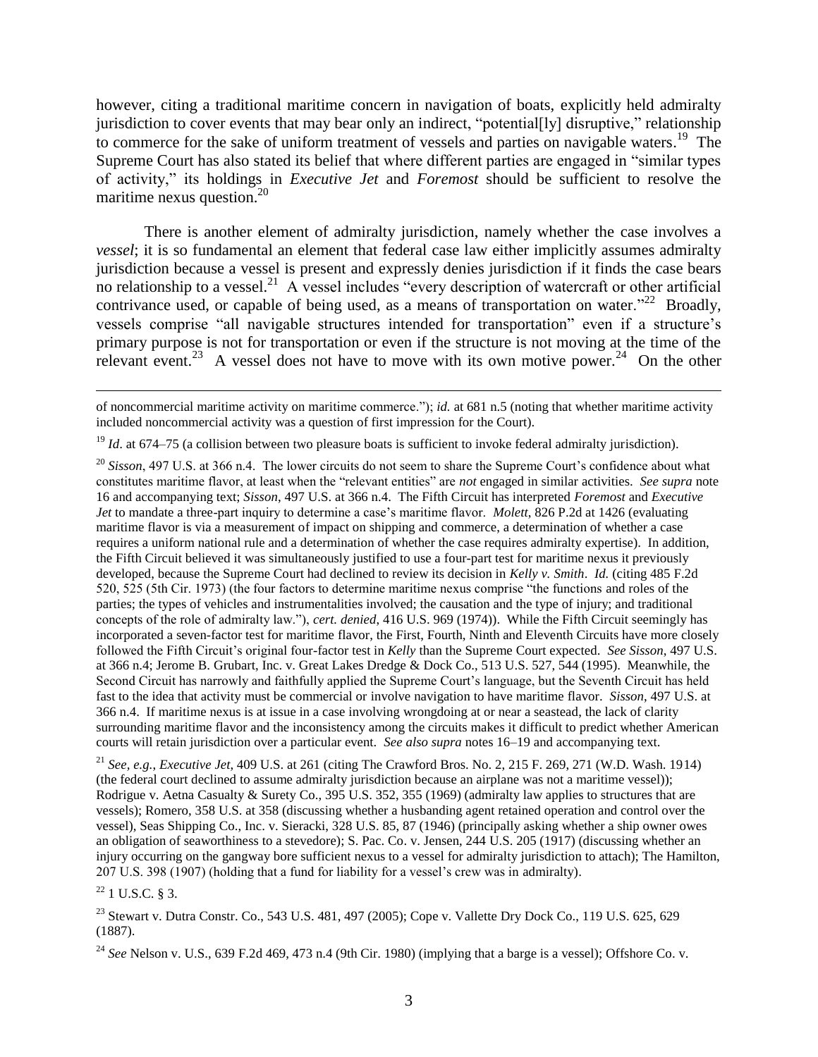however, citing a traditional maritime concern in navigation of boats, explicitly held admiralty jurisdiction to cover events that may bear only an indirect, "potential[ly] disruptive," relationship to commerce for the sake of uniform treatment of vessels and parties on navigable waters.[19] The Supreme Court has also stated its belief that where different parties are engaged in "similar types of activity," its holdings in *Executive Jet* and *Foremost* should be sufficient to resolve the maritime nexus question.[20]

There is another element of admiralty jurisdiction, namely whether the case involves a *vessel*; it is so fundamental an element that federal case law either implicitly assumes admiralty jurisdiction because a vessel is present and expressly denies jurisdiction if it finds the case bears no relationship to a vessel.[21] A vessel includes "every description of watercraft or other artificial contrivance used, or capable of being used, as a means of transportation on water."[22] Broadly, vessels comprise "all navigable structures intended for transportation" even if a structure's primary purpose is not for transportation or even if the structure is not moving at the time of the relevant event.[23] A vessel does not have to move with its own motive power.[24] On the other

---

of noncommercial maritime activity on maritime commerce."); *id.* at 681 n.5 (noting that whether maritime activity included noncommercial activity was a question of first impression for the Court).

[19] *Id*. at 674–75 (a collision between two pleasure boats is sufficient to invoke federal admiralty jurisdiction).

[20] *Sisson*, 497 U.S. at 366 n.4. The lower circuits do not seem to share the Supreme Court's confidence about what constitutes maritime flavor, at least when the "relevant entities" are *not* engaged in similar activities. *See supra* note 16 and accompanying text; *Sisson*, 497 U.S. at 366 n.4. The Fifth Circuit has interpreted *Foremost* and *Executive Jet* to mandate a three-part inquiry to determine a case's maritime flavor. *Molett*, 826 P.2d at 1426 (evaluating maritime flavor is via a measurement of impact on shipping and commerce, a determination of whether a case requires a uniform national rule and a determination of whether the case requires admiralty expertise). In addition, the Fifth Circuit believed it was simultaneously justified to use a four-part test for maritime nexus it previously developed, because the Supreme Court had declined to review its decision in *Kelly v. Smith*. *Id.* (citing 485 F.2d 520, 525 (5th Cir. 1973) (the four factors to determine maritime nexus comprise "the functions and roles of the parties; the types of vehicles and instrumentalities involved; the causation and the type of injury; and traditional concepts of the role of admiralty law."), *cert. denied*, 416 U.S. 969 (1974)). While the Fifth Circuit seemingly has incorporated a seven-factor test for maritime flavor, the First, Fourth, Ninth and Eleventh Circuits have more closely followed the Fifth Circuit's original four-factor test in *Kelly* than the Supreme Court expected. *See Sisson*, 497 U.S. at 366 n.4; Jerome B. Grubart, Inc. v. Great Lakes Dredge & Dock Co., 513 U.S. 527, 544 (1995). Meanwhile, the Second Circuit has narrowly and faithfully applied the Supreme Court's language, but the Seventh Circuit has held fast to the idea that activity must be commercial or involve navigation to have maritime flavor. *Sisson*, 497 U.S. at 366 n.4. If maritime nexus is at issue in a case involving wrongdoing at or near a seastead, the lack of clarity surrounding maritime flavor and the inconsistency among the circuits makes it difficult to predict whether American courts will retain jurisdiction over a particular event. *See also supra* notes 16–19 and accompanying text.

[21] *See, e.g.*, *Executive Jet*, 409 U.S. at 261 (citing The Crawford Bros. No. 2, 215 F. 269, 271 (W.D. Wash. 1914) (the federal court declined to assume admiralty jurisdiction because an airplane was not a maritime vessel)); Rodrigue v. Aetna Casualty & Surety Co., 395 U.S. 352, 355 (1969) (admiralty law applies to structures that are vessels); Romero, 358 U.S. at 358 (discussing whether a husbanding agent retained operation and control over the vessel), Seas Shipping Co., Inc. v. Sieracki, 328 U.S. 85, 87 (1946) (principally asking whether a ship owner owes an obligation of seaworthiness to a stevedore); S. Pac. Co. v. Jensen, 244 U.S. 205 (1917) (discussing whether an injury occurring on the gangway bore sufficient nexus to a vessel for admiralty jurisdiction to attach); The Hamilton, 207 U.S. 398 (1907) (holding that a fund for liability for a vessel's crew was in admiralty).

[22] 1 U.S.C. § 3.

[23] Stewart v. Dutra Constr. Co., 543 U.S. 481, 497 (2005); Cope v. Vallette Dry Dock Co., 119 U.S. 625, 629 (1887).

[24] *See* Nelson v. U.S., 639 F.2d 469, 473 n.4 (9th Cir. 1980) (implying that a barge is a vessel); Offshore Co. v.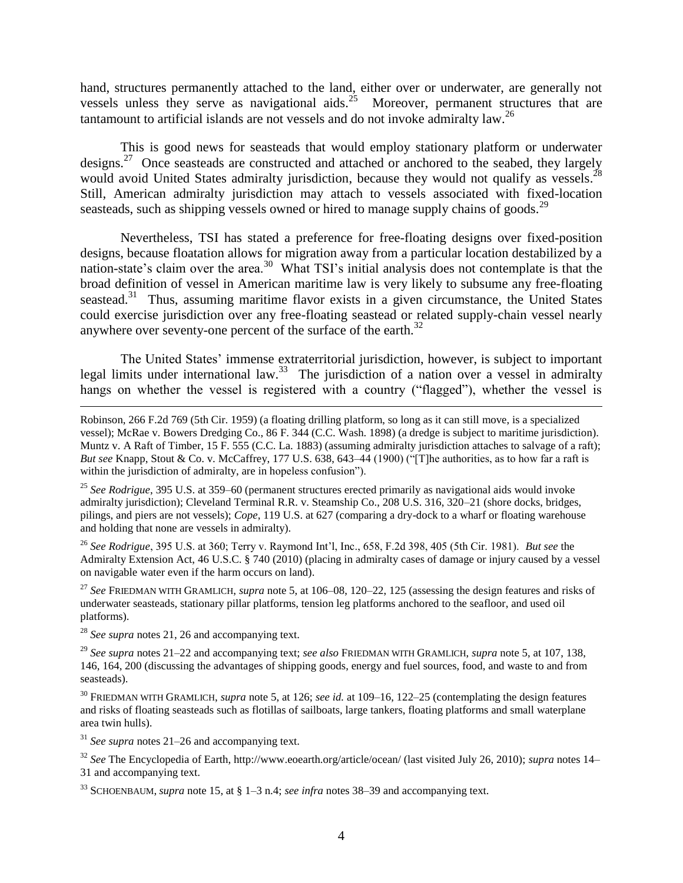hand, structures permanently attached to the land, either over or underwater, are generally not vessels unless they serve as navigational aids.[25] Moreover, permanent structures that are tantamount to artificial islands are not vessels and do not invoke admiralty law.[26]

This is good news for seasteads that would employ stationary platform or underwater designs.[27] Once seasteads are constructed and attached or anchored to the seabed, they largely would avoid United States admiralty jurisdiction, because they would not qualify as vessels.[28] Still, American admiralty jurisdiction may attach to vessels associated with fixed-location seasteads, such as shipping vessels owned or hired to manage supply chains of goods.[29]

Nevertheless, TSI has stated a preference for free-floating designs over fixed-position designs, because floatation allows for migration away from a particular location destabilized by a nation-state's claim over the area.[30] What TSI's initial analysis does not contemplate is that the broad definition of vessel in American maritime law is very likely to subsume any free-floating seastead.[31] Thus, assuming maritime flavor exists in a given circumstance, the United States could exercise jurisdiction over any free-floating seastead or related supply-chain vessel nearly anywhere over seventy-one percent of the surface of the earth.[32]

The United States' immense extraterritorial jurisdiction, however, is subject to important legal limits under international law.[33] The jurisdiction of a nation over a vessel in admiralty hangs on whether the vessel is registered with a country ("flagged"), whether the vessel is

---

Robinson, 266 F.2d 769 (5th Cir. 1959) (a floating drilling platform, so long as it can still move, is a specialized vessel); McRae v. Bowers Dredging Co., 86 F. 344 (C.C. Wash. 1898) (a dredge is subject to maritime jurisdiction). Muntz v. A Raft of Timber, 15 F. 555 (C.C. La. 1883) (assuming admiralty jurisdiction attaches to salvage of a raft); *But see* Knapp, Stout & Co. v. McCaffrey, 177 U.S. 638, 643–44 (1900) ("[T]he authorities, as to how far a raft is within the jurisdiction of admiralty, are in hopeless confusion").

[25] *See Rodrigue*, 395 U.S. at 359–60 (permanent structures erected primarily as navigational aids would invoke admiralty jurisdiction); Cleveland Terminal R.R. v. Steamship Co., 208 U.S. 316, 320–21 (shore docks, bridges, pilings, and piers are not vessels); *Cope*, 119 U.S. at 627 (comparing a dry-dock to a wharf or floating warehouse and holding that none are vessels in admiralty).

[26] *See Rodrigue*, 395 U.S. at 360; Terry v. Raymond Int'l, Inc., 658, F.2d 398, 405 (5th Cir. 1981). *But see* the Admiralty Extension Act, 46 U.S.C. § 740 (2010) (placing in admiralty cases of damage or injury caused by a vessel on navigable water even if the harm occurs on land).

[27] *See* FRIEDMAN WITH GRAMLICH, *supra* note 5, at 106–08, 120–22, 125 (assessing the design features and risks of underwater seasteads, stationary pillar platforms, tension leg platforms anchored to the seafloor, and used oil platforms).

[28] *See supra* notes 21, 26 and accompanying text.

[29] *See supra* notes 21–22 and accompanying text; *see also* FRIEDMAN WITH GRAMLICH, *supra* note 5, at 107, 138, 146, 164, 200 (discussing the advantages of shipping goods, energy and fuel sources, food, and waste to and from seasteads).

[30] FRIEDMAN WITH GRAMLICH, *supra* note 5, at 126; *see id.* at 109–16, 122–25 (contemplating the design features and risks of floating seasteads such as flotillas of sailboats, large tankers, floating platforms and small waterplane area twin hulls).

[31] *See supra* notes 21–26 and accompanying text.

[32] *See* The Encyclopedia of Earth, http://www.eoearth.org/article/ocean/ (last visited July 26, 2010); *supra* notes 14–31 and accompanying text.

[33] SCHOENBAUM, *supra* note 15, at § 1–3 n.4; *see infra* notes 38–39 and accompanying text.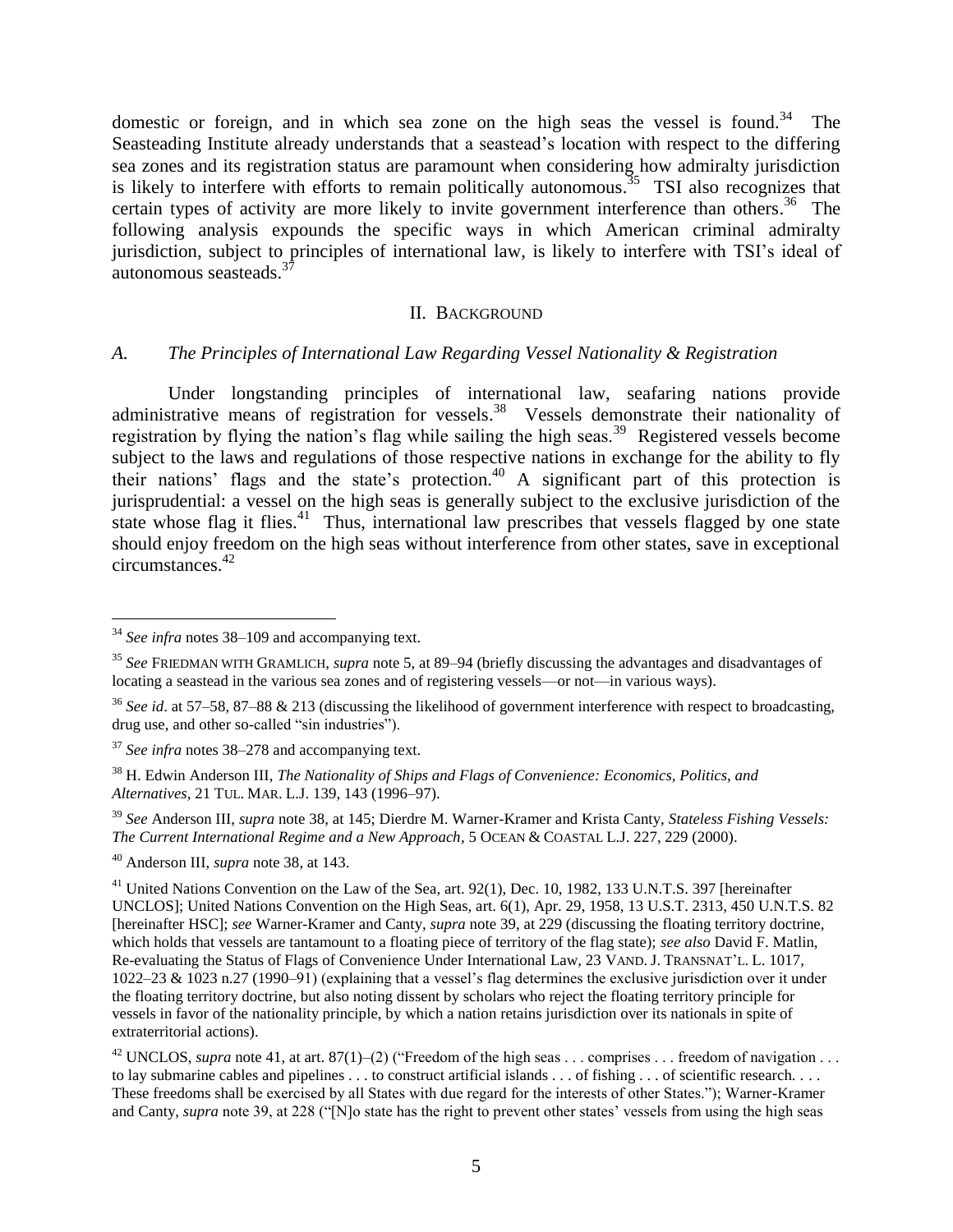domestic or foreign, and in which sea zone on the high seas the vessel is found.[34] The Seasteading Institute already understands that a seastead's location with respect to the differing sea zones and its registration status are paramount when considering how admiralty jurisdiction is likely to interfere with efforts to remain politically autonomous.[35] TSI also recognizes that certain types of activity are more likely to invite government interference than others.[36] The following analysis expounds the specific ways in which American criminal admiralty jurisdiction, subject to principles of international law, is likely to interfere with TSI's ideal of autonomous seasteads.[37]

## II. BACKGROUND

### *A. The Principles of International Law Regarding Vessel Nationality & Registration*

Under longstanding principles of international law, seafaring nations provide administrative means of registration for vessels.[38] Vessels demonstrate their nationality of registration by flying the nation's flag while sailing the high seas.[39] Registered vessels become subject to the laws and regulations of those respective nations in exchange for the ability to fly their nations' flags and the state's protection.[40] A significant part of this protection is jurisprudential: a vessel on the high seas is generally subject to the exclusive jurisdiction of the state whose flag it flies.[41] Thus, international law prescribes that vessels flagged by one state should enjoy freedom on the high seas without interference from other states, save in exceptional circumstances.[42]

---

[34] *See infra* notes 38–109 and accompanying text.

[35] *See* FRIEDMAN WITH GRAMLICH, *supra* note 5, at 89–94 (briefly discussing the advantages and disadvantages of locating a seastead in the various sea zones and of registering vessels—or not—in various ways).

[36] *See id*. at 57–58, 87–88 & 213 (discussing the likelihood of government interference with respect to broadcasting, drug use, and other so-called "sin industries").

[37] *See infra* notes 38–278 and accompanying text.

[38] H. Edwin Anderson III, *The Nationality of Ships and Flags of Convenience: Economics, Politics, and Alternatives*, 21 TUL. MAR. L.J. 139, 143 (1996–97).

[39] *See* Anderson III, *supra* note 38, at 145; Dierdre M. Warner-Kramer and Krista Canty, *Stateless Fishing Vessels: The Current International Regime and a New Approach*, 5 OCEAN & COASTAL L.J. 227, 229 (2000).

[40] Anderson III, *supra* note 38, at 143.

[41] United Nations Convention on the Law of the Sea, art. 92(1), Dec. 10, 1982, 133 U.N.T.S. 397 [hereinafter UNCLOS]; United Nations Convention on the High Seas, art. 6(1), Apr. 29, 1958, 13 U.S.T. 2313, 450 U.N.T.S. 82 [hereinafter HSC]; *see* Warner-Kramer and Canty, *supra* note 39, at 229 (discussing the floating territory doctrine, which holds that vessels are tantamount to a floating piece of territory of the flag state); *see also* David F. Matlin, Re-evaluating the Status of Flags of Convenience Under International Law, 23 VAND. J. TRANSNAT'L. L. 1017, 1022–23 & 1023 n.27 (1990–91) (explaining that a vessel's flag determines the exclusive jurisdiction over it under the floating territory doctrine, but also noting dissent by scholars who reject the floating territory principle for vessels in favor of the nationality principle, by which a nation retains jurisdiction over its nationals in spite of extraterritorial actions).

[42] UNCLOS, *supra* note 41, at art. 87(1)–(2) ("Freedom of the high seas . . . comprises . . . freedom of navigation . . . to lay submarine cables and pipelines . . . to construct artificial islands . . . of fishing . . . of scientific research. . . . These freedoms shall be exercised by all States with due regard for the interests of other States."); Warner-Kramer and Canty, *supra* note 39, at 228 ("[N]o state has the right to prevent other states' vessels from using the high seas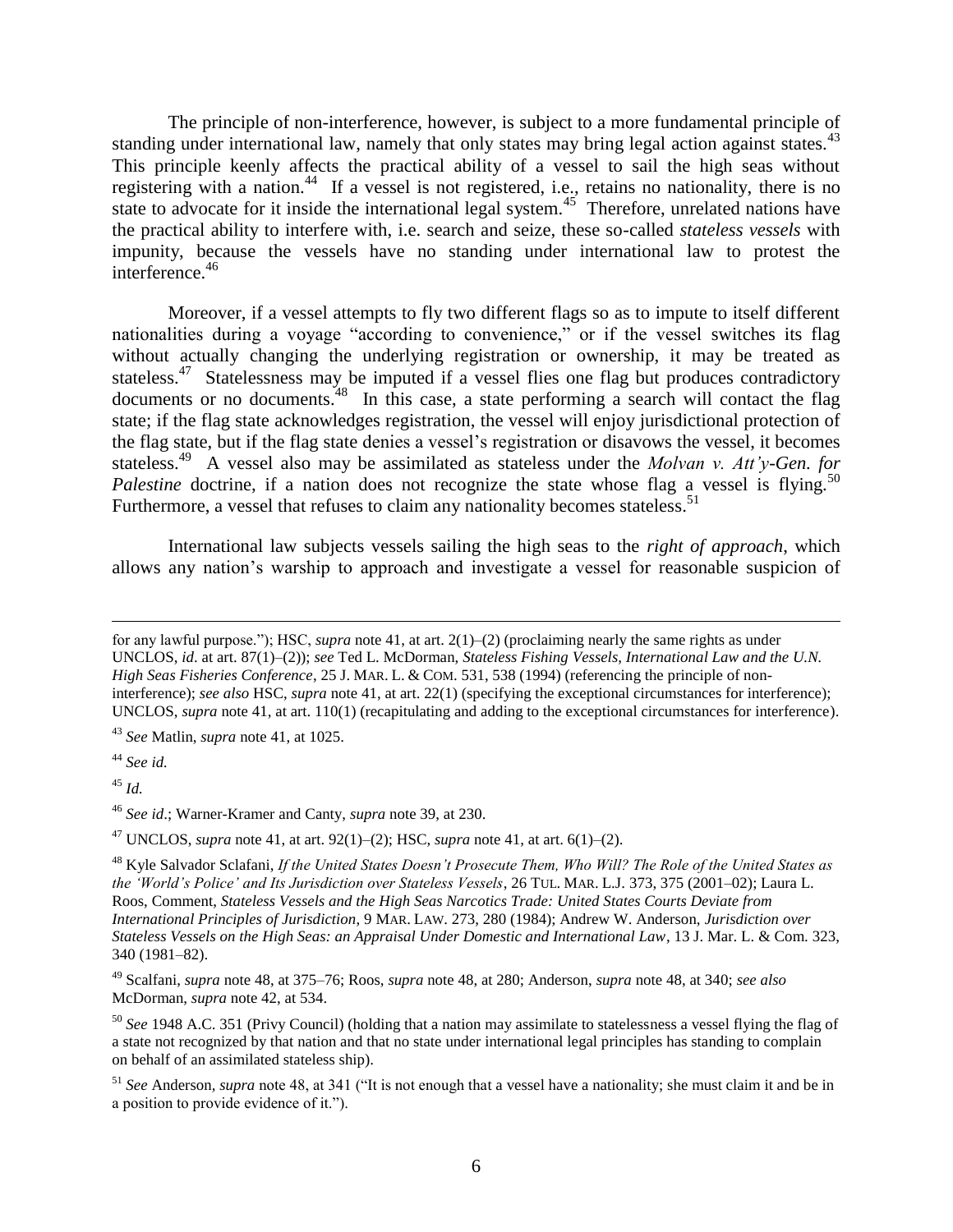The principle of non-interference, however, is subject to a more fundamental principle of standing under international law, namely that only states may bring legal action against states.[43] This principle keenly affects the practical ability of a vessel to sail the high seas without registering with a nation.[44] If a vessel is not registered, i.e., retains no nationality, there is no state to advocate for it inside the international legal system.[45] Therefore, unrelated nations have the practical ability to interfere with, i.e. search and seize, these so-called *stateless vessels* with impunity, because the vessels have no standing under international law to protest the interference.[46]

Moreover, if a vessel attempts to fly two different flags so as to impute to itself different nationalities during a voyage "according to convenience," or if the vessel switches its flag without actually changing the underlying registration or ownership, it may be treated as stateless.[47] Statelessness may be imputed if a vessel flies one flag but produces contradictory documents or no documents.[48] In this case, a state performing a search will contact the flag state; if the flag state acknowledges registration, the vessel will enjoy jurisdictional protection of the flag state, but if the flag state denies a vessel's registration or disavows the vessel, it becomes stateless.[49] A vessel also may be assimilated as stateless under the *Molvan v. Att'y-Gen. for Palestine* doctrine, if a nation does not recognize the state whose flag a vessel is flying.[50] Furthermore, a vessel that refuses to claim any nationality becomes stateless.[51]

International law subjects vessels sailing the high seas to the *right of approach*, which allows any nation's warship to approach and investigate a vessel for reasonable suspicion of

---

for any lawful purpose."); HSC, *supra* note 41, at art. 2(1)–(2) (proclaiming nearly the same rights as under UNCLOS, *id*. at art. 87(1)–(2)); *see* Ted L. McDorman, *Stateless Fishing Vessels, International Law and the U.N. High Seas Fisheries Conference*, 25 J. MAR. L. & COM. 531, 538 (1994) (referencing the principle of non-interference); *see also* HSC, *supra* note 41, at art. 22(1) (specifying the exceptional circumstances for interference); UNCLOS, *supra* note 41, at art. 110(1) (recapitulating and adding to the exceptional circumstances for interference).

[43] *See* Matlin, *supra* note 41, at 1025.

[44] *See id.*

[45] *Id.*

[46] *See id*.; Warner-Kramer and Canty, *supra* note 39, at 230.

[47] UNCLOS, *supra* note 41, at art. 92(1)–(2); HSC, *supra* note 41, at art. 6(1)–(2).

[48] Kyle Salvador Sclafani, *If the United States Doesn't Prosecute Them, Who Will? The Role of the United States as the 'World's Police' and Its Jurisdiction over Stateless Vessels*, 26 TUL. MAR. L.J. 373, 375 (2001–02); Laura L. Roos, Comment, *Stateless Vessels and the High Seas Narcotics Trade: United States Courts Deviate from International Principles of Jurisdiction*, 9 MAR. LAW. 273, 280 (1984); Andrew W. Anderson, *Jurisdiction over Stateless Vessels on the High Seas: an Appraisal Under Domestic and International Law*, 13 J. Mar. L. & Com. 323, 340 (1981–82).

[49] Scalfani, *supra* note 48, at 375–76; Roos, *supra* note 48, at 280; Anderson, *supra* note 48, at 340; *see also* McDorman, *supra* note 42, at 534.

[50] *See* 1948 A.C. 351 (Privy Council) (holding that a nation may assimilate to statelessness a vessel flying the flag of a state not recognized by that nation and that no state under international legal principles has standing to complain on behalf of an assimilated stateless ship).

[51] *See* Anderson, *supra* note 48, at 341 ("It is not enough that a vessel have a nationality; she must claim it and be in a position to provide evidence of it.").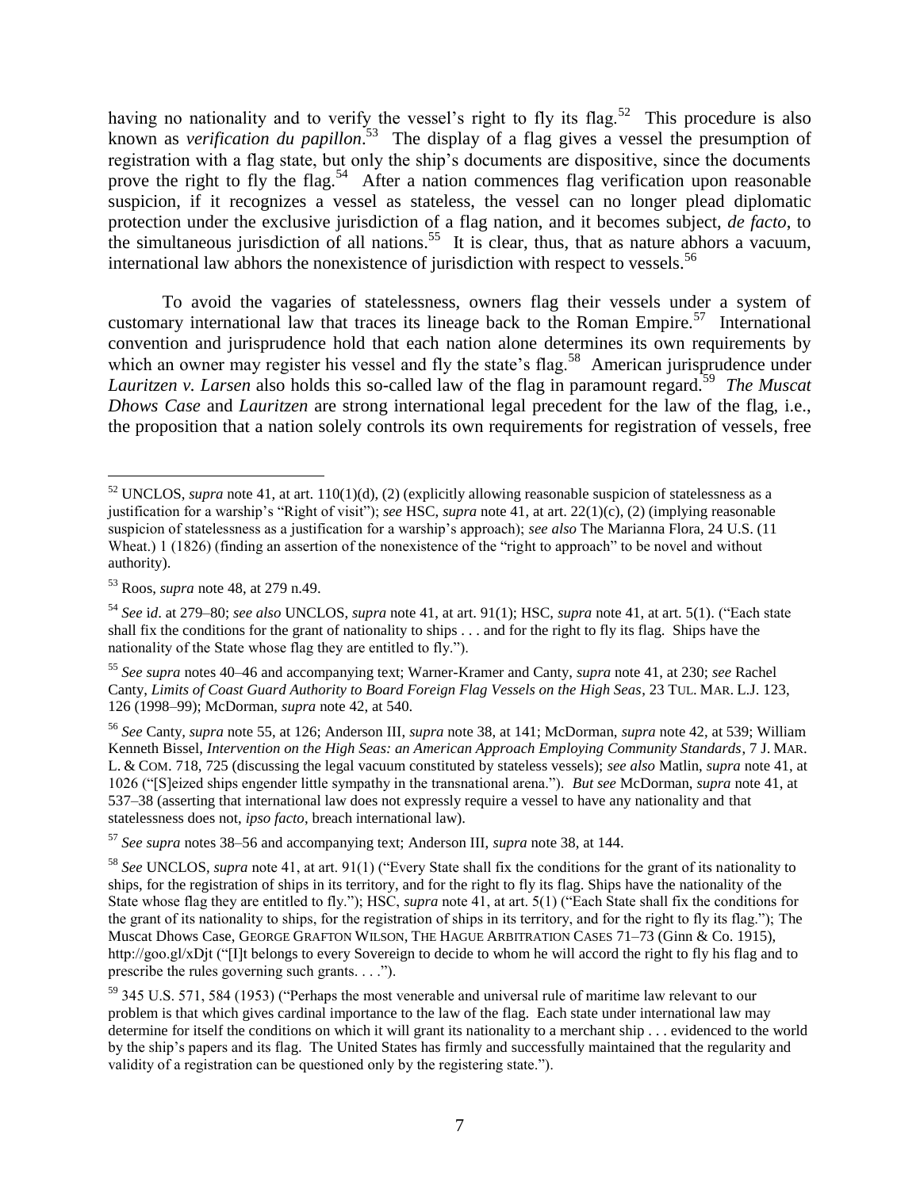having no nationality and to verify the vessel's right to fly its flag.[52] This procedure is also known as *verification du papillon*.[53] The display of a flag gives a vessel the presumption of registration with a flag state, but only the ship's documents are dispositive, since the documents prove the right to fly the flag.[54] After a nation commences flag verification upon reasonable suspicion, if it recognizes a vessel as stateless, the vessel can no longer plead diplomatic protection under the exclusive jurisdiction of a flag nation, and it becomes subject, *de facto*, to the simultaneous jurisdiction of all nations.[55] It is clear, thus, that as nature abhors a vacuum, international law abhors the nonexistence of jurisdiction with respect to vessels.[56]

To avoid the vagaries of statelessness, owners flag their vessels under a system of customary international law that traces its lineage back to the Roman Empire.[57] International convention and jurisprudence hold that each nation alone determines its own requirements by which an owner may register his vessel and fly the state's flag.[58] American jurisprudence under *Lauritzen v. Larsen* also holds this so-called law of the flag in paramount regard.[59] *The Muscat Dhows Case* and *Lauritzen* are strong international legal precedent for the law of the flag, i.e., the proposition that a nation solely controls its own requirements for registration of vessels, free

---

[52] UNCLOS, *supra* note 41, at art. 110(1)(d), (2) (explicitly allowing reasonable suspicion of statelessness as a justification for a warship's "Right of visit"); *see* HSC, *supra* note 41, at art. 22(1)(c), (2) (implying reasonable suspicion of statelessness as a justification for a warship's approach); *see also* The Marianna Flora, 24 U.S. (11 Wheat.) 1 (1826) (finding an assertion of the nonexistence of the "right to approach" to be novel and without authority).

[53] Roos, *supra* note 48, at 279 n.49.

[54] *See* i*d*. at 279–80; *see also* UNCLOS, *supra* note 41, at art. 91(1); HSC, *supra* note 41, at art. 5(1). ("Each state shall fix the conditions for the grant of nationality to ships . . . and for the right to fly its flag. Ships have the nationality of the State whose flag they are entitled to fly.").

[55] *See supra* notes 40–46 and accompanying text; Warner-Kramer and Canty, *supra* note 41, at 230; *see* Rachel Canty, *Limits of Coast Guard Authority to Board Foreign Flag Vessels on the High Seas*, 23 TUL. MAR. L.J. 123, 126 (1998–99); McDorman, *supra* note 42, at 540.

[56] *See* Canty, *supra* note 55, at 126; Anderson III, *supra* note 38, at 141; McDorman, *supra* note 42, at 539; William Kenneth Bissel, *Intervention on the High Seas: an American Approach Employing Community Standards*, 7 J. MAR. L. & COM. 718, 725 (discussing the legal vacuum constituted by stateless vessels); *see also* Matlin, *supra* note 41, at 1026 ("[S]eized ships engender little sympathy in the transnational arena."). *But see* McDorman, *supra* note 41, at 537–38 (asserting that international law does not expressly require a vessel to have any nationality and that statelessness does not, *ipso facto*, breach international law).

[57] *See supra* notes 38–56 and accompanying text; Anderson III, *supra* note 38, at 144.

[58] *See* UNCLOS, *supra* note 41, at art. 91(1) ("Every State shall fix the conditions for the grant of its nationality to ships, for the registration of ships in its territory, and for the right to fly its flag. Ships have the nationality of the State whose flag they are entitled to fly."); HSC, *supra* note 41, at art. 5(1) ("Each State shall fix the conditions for the grant of its nationality to ships, for the registration of ships in its territory, and for the right to fly its flag."); The Muscat Dhows Case, GEORGE GRAFTON WILSON, THE HAGUE ARBITRATION CASES 71–73 (Ginn & Co. 1915), http://goo.gl/xDjt ("[I]t belongs to every Sovereign to decide to whom he will accord the right to fly his flag and to prescribe the rules governing such grants. . . .").

[59] 345 U.S. 571, 584 (1953) ("Perhaps the most venerable and universal rule of maritime law relevant to our problem is that which gives cardinal importance to the law of the flag. Each state under international law may determine for itself the conditions on which it will grant its nationality to a merchant ship . . . evidenced to the world by the ship's papers and its flag. The United States has firmly and successfully maintained that the regularity and validity of a registration can be questioned only by the registering state.").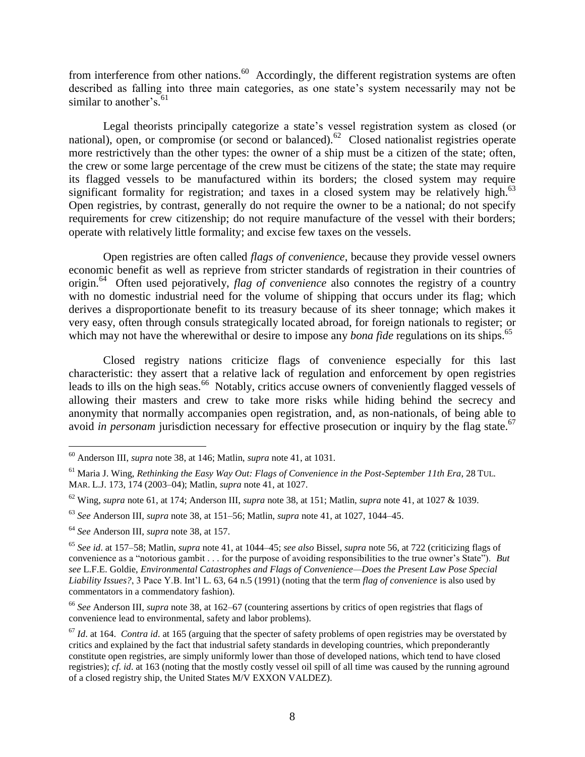from interference from other nations.[60] Accordingly, the different registration systems are often described as falling into three main categories, as one state's system necessarily may not be similar to another's.[61]

Legal theorists principally categorize a state's vessel registration system as closed (or national), open, or compromise (or second or balanced).[62] Closed nationalist registries operate more restrictively than the other types: the owner of a ship must be a citizen of the state; often, the crew or some large percentage of the crew must be citizens of the state; the state may require its flagged vessels to be manufactured within its borders; the closed system may require significant formality for registration; and taxes in a closed system may be relatively high.[63] Open registries, by contrast, generally do not require the owner to be a national; do not specify requirements for crew citizenship; do not require manufacture of the vessel with their borders; operate with relatively little formality; and excise few taxes on the vessels.

Open registries are often called *flags of convenience*, because they provide vessel owners economic benefit as well as reprieve from stricter standards of registration in their countries of origin.[64] Often used pejoratively, *flag of convenience* also connotes the registry of a country with no domestic industrial need for the volume of shipping that occurs under its flag; which derives a disproportionate benefit to its treasury because of its sheer tonnage; which makes it very easy, often through consuls strategically located abroad, for foreign nationals to register; or which may not have the wherewithal or desire to impose any *bona fide* regulations on its ships.[65]

Closed registry nations criticize flags of convenience especially for this last characteristic: they assert that a relative lack of regulation and enforcement by open registries leads to ills on the high seas.[66] Notably, critics accuse owners of conveniently flagged vessels of allowing their masters and crew to take more risks while hiding behind the secrecy and anonymity that normally accompanies open registration, and, as non-nationals, of being able to avoid *in personam* jurisdiction necessary for effective prosecution or inquiry by the flag state.[67]

---

[60] Anderson III, *supra* note 38, at 146; Matlin, *supra* note 41, at 1031.

[61] Maria J. Wing, *Rethinking the Easy Way Out: Flags of Convenience in the Post-September 11th Era*, 28 TUL. MAR. L.J. 173, 174 (2003–04); Matlin, *supra* note 41, at 1027.

[62] Wing, *supra* note 61, at 174; Anderson III, *supra* note 38, at 151; Matlin, *supra* note 41, at 1027 & 1039.

[63] *See* Anderson III, *supra* note 38, at 151–56; Matlin, *supra* note 41, at 1027, 1044–45.

[64] *See* Anderson III, *supra* note 38, at 157.

[65] *See id*. at 157–58; Matlin, *supra* note 41, at 1044–45; *see also* Bissel, *supra* note 56, at 722 (criticizing flags of convenience as a "notorious gambit . . . for the purpose of avoiding responsibilities to the true owner's State"). *But see* L.F.E. Goldie, *Environmental Catastrophes and Flags of Convenience—Does the Present Law Pose Special Liability Issues?*, 3 Pace Y.B. Int'l L. 63, 64 n.5 (1991) (noting that the term *flag of convenience* is also used by commentators in a commendatory fashion).

[66] *See* Anderson III, *supra* note 38, at 162–67 (countering assertions by critics of open registries that flags of convenience lead to environmental, safety and labor problems).

[67] *Id*. at 164. *Contra id*. at 165 (arguing that the specter of safety problems of open registries may be overstated by critics and explained by the fact that industrial safety standards in developing countries, which preponderantly constitute open registries, are simply uniformly lower than those of developed nations, which tend to have closed registries); *cf. id*. at 163 (noting that the mostly costly vessel oil spill of all time was caused by the running aground of a closed registry ship, the United States M/V EXXON VALDEZ).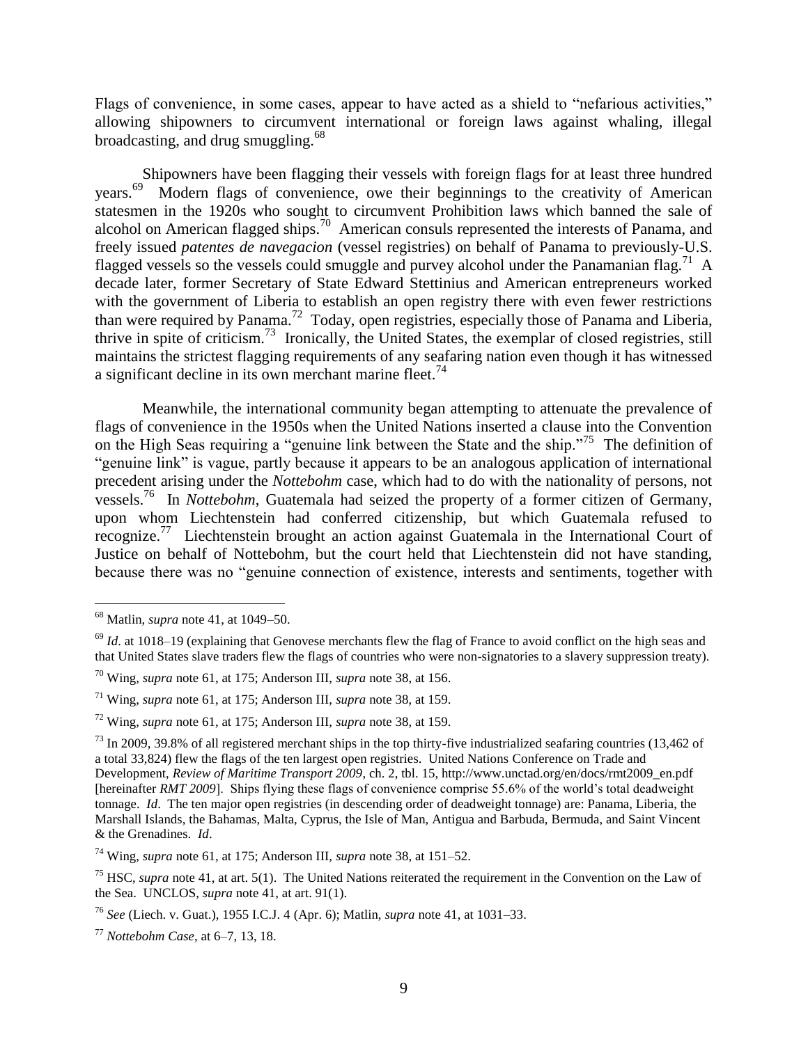Flags of convenience, in some cases, appear to have acted as a shield to "nefarious activities," allowing shipowners to circumvent international or foreign laws against whaling, illegal broadcasting, and drug smuggling.[68]

Shipowners have been flagging their vessels with foreign flags for at least three hundred years.[69] Modern flags of convenience, owe their beginnings to the creativity of American statesmen in the 1920s who sought to circumvent Prohibition laws which banned the sale of alcohol on American flagged ships.[70] American consuls represented the interests of Panama, and freely issued *patentes de navegacion* (vessel registries) on behalf of Panama to previously-U.S. flagged vessels so the vessels could smuggle and purvey alcohol under the Panamanian flag.[71] A decade later, former Secretary of State Edward Stettinius and American entrepreneurs worked with the government of Liberia to establish an open registry there with even fewer restrictions than were required by Panama.[72] Today, open registries, especially those of Panama and Liberia, thrive in spite of criticism.[73] Ironically, the United States, the exemplar of closed registries, still maintains the strictest flagging requirements of any seafaring nation even though it has witnessed a significant decline in its own merchant marine fleet.[74]

Meanwhile, the international community began attempting to attenuate the prevalence of flags of convenience in the 1950s when the United Nations inserted a clause into the Convention on the High Seas requiring a "genuine link between the State and the ship."[75] The definition of "genuine link" is vague, partly because it appears to be an analogous application of international precedent arising under the *Nottebohm* case, which had to do with the nationality of persons, not vessels.[76] In *Nottebohm*, Guatemala had seized the property of a former citizen of Germany, upon whom Liechtenstein had conferred citizenship, but which Guatemala refused to recognize.[77] Liechtenstein brought an action against Guatemala in the International Court of Justice on behalf of Nottebohm, but the court held that Liechtenstein did not have standing, because there was no "genuine connection of existence, interests and sentiments, together with

---

[68] Matlin, *supra* note 41, at 1049–50.

[69] *Id*. at 1018–19 (explaining that Genovese merchants flew the flag of France to avoid conflict on the high seas and that United States slave traders flew the flags of countries who were non-signatories to a slavery suppression treaty).

[70] Wing, *supra* note 61, at 175; Anderson III, *supra* note 38, at 156.

[71] Wing, *supra* note 61, at 175; Anderson III, *supra* note 38, at 159.

[72] Wing, *supra* note 61, at 175; Anderson III, *supra* note 38, at 159.

[73] In 2009, 39.8% of all registered merchant ships in the top thirty-five industrialized seafaring countries (13,462 of a total 33,824) flew the flags of the ten largest open registries. United Nations Conference on Trade and Development, *Review of Maritime Transport 2009*, ch. 2, tbl. 15, http://www.unctad.org/en/docs/rmt2009_en.pdf [hereinafter *RMT 2009*]. Ships flying these flags of convenience comprise 55.6% of the world's total deadweight tonnage. *Id*. The ten major open registries (in descending order of deadweight tonnage) are: Panama, Liberia, the Marshall Islands, the Bahamas, Malta, Cyprus, the Isle of Man, Antigua and Barbuda, Bermuda, and Saint Vincent & the Grenadines. *Id*.

[74] Wing, *supra* note 61, at 175; Anderson III, *supra* note 38, at 151–52.

[75] HSC, *supra* note 41, at art. 5(1). The United Nations reiterated the requirement in the Convention on the Law of the Sea. UNCLOS, *supra* note 41, at art. 91(1).

[76] *See* (Liech. v. Guat.), 1955 I.C.J. 4 (Apr. 6); Matlin, *supra* note 41, at 1031–33.

[77] *Nottebohm Case*, at 6–7, 13, 18.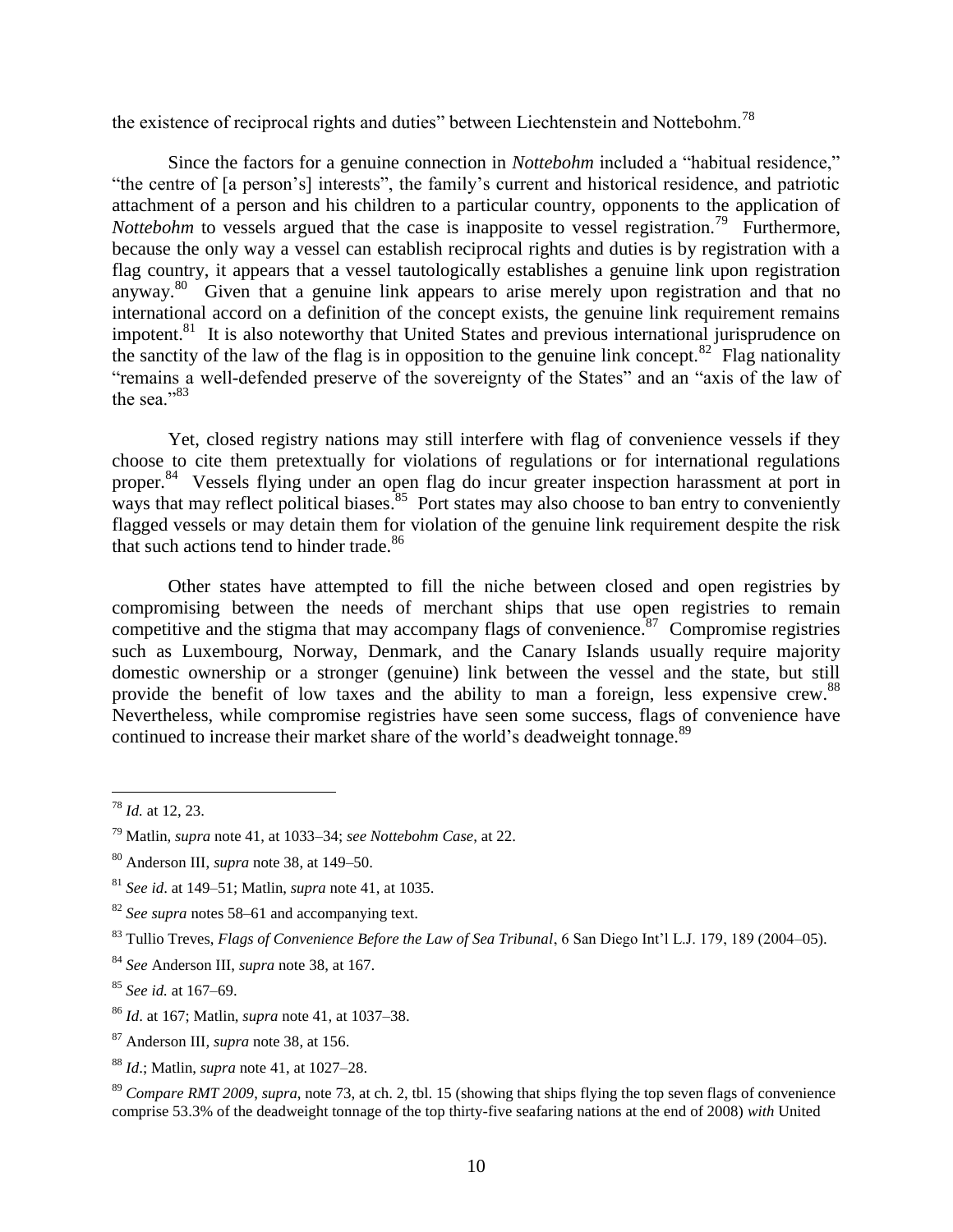the existence of reciprocal rights and duties" between Liechtenstein and Nottebohm.[78]

Since the factors for a genuine connection in *Nottebohm* included a "habitual residence," "the centre of [a person's] interests", the family's current and historical residence, and patriotic attachment of a person and his children to a particular country, opponents to the application of *Nottebohm* to vessels argued that the case is inapposite to vessel registration.[79] Furthermore, because the only way a vessel can establish reciprocal rights and duties is by registration with a flag country, it appears that a vessel tautologically establishes a genuine link upon registration anyway.[80] Given that a genuine link appears to arise merely upon registration and that no international accord on a definition of the concept exists, the genuine link requirement remains impotent.[81] It is also noteworthy that United States and previous international jurisprudence on the sanctity of the law of the flag is in opposition to the genuine link concept.[82] Flag nationality "remains a well-defended preserve of the sovereignty of the States" and an "axis of the law of the sea."[83]

Yet, closed registry nations may still interfere with flag of convenience vessels if they choose to cite them pretextually for violations of regulations or for international regulations proper.[84] Vessels flying under an open flag do incur greater inspection harassment at port in ways that may reflect political biases.[85] Port states may also choose to ban entry to conveniently flagged vessels or may detain them for violation of the genuine link requirement despite the risk that such actions tend to hinder trade.[86]

Other states have attempted to fill the niche between closed and open registries by compromising between the needs of merchant ships that use open registries to remain competitive and the stigma that may accompany flags of convenience.[87] Compromise registries such as Luxembourg, Norway, Denmark, and the Canary Islands usually require majority domestic ownership or a stronger (genuine) link between the vessel and the state, but still provide the benefit of low taxes and the ability to man a foreign, less expensive crew.[88] Nevertheless, while compromise registries have seen some success, flags of convenience have continued to increase their market share of the world's deadweight tonnage.[89]

---

[78] *Id.* at 12, 23.

[79] Matlin, *supra* note 41, at 1033–34; *see Nottebohm Case*, at 22.

[80] Anderson III, *supra* note 38, at 149–50.

[81] *See id*. at 149–51; Matlin, *supra* note 41, at 1035.

[82] *See supra* notes 58–61 and accompanying text.

[83] Tullio Treves, *Flags of Convenience Before the Law of Sea Tribunal*, 6 San Diego Int'l L.J. 179, 189 (2004–05).

[84] *See* Anderson III, *supra* note 38, at 167.

[85] *See id.* at 167–69.

[86] *Id*. at 167; Matlin, *supra* note 41, at 1037–38.

[87] Anderson III, *supra* note 38, at 156.

[88] *Id*.; Matlin, *supra* note 41, at 1027–28.

[89] *Compare RMT 2009*, *supra*, note 73, at ch. 2, tbl. 15 (showing that ships flying the top seven flags of convenience comprise 53.3% of the deadweight tonnage of the top thirty-five seafaring nations at the end of 2008) *with* United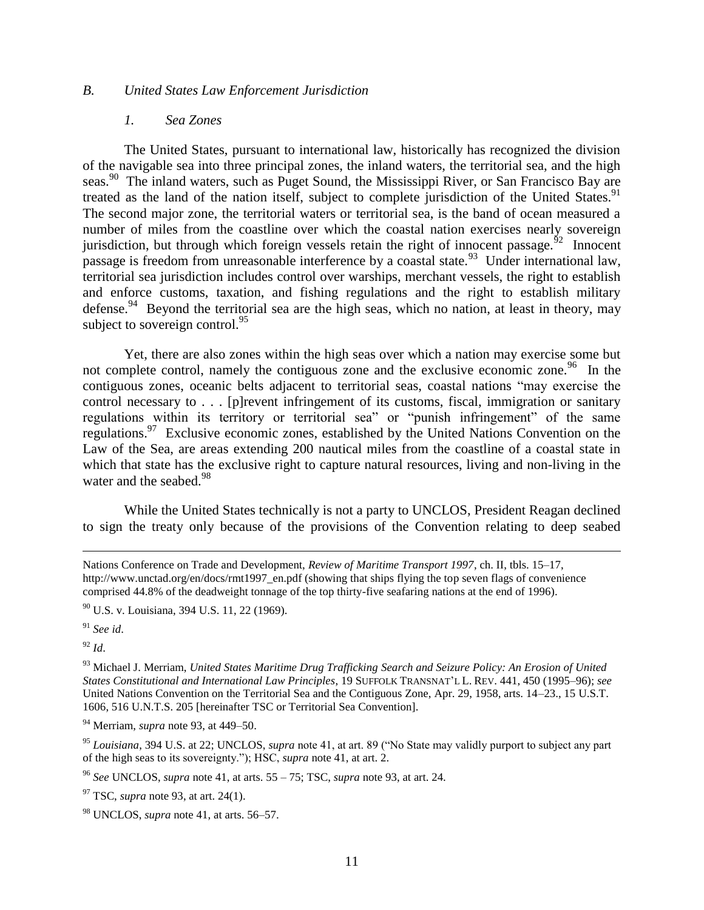### *B. United States Law Enforcement Jurisdiction*

#### *1. Sea Zones*

The United States, pursuant to international law, historically has recognized the division of the navigable sea into three principal zones, the inland waters, the territorial sea, and the high seas.[90] The inland waters, such as Puget Sound, the Mississippi River, or San Francisco Bay are treated as the land of the nation itself, subject to complete jurisdiction of the United States.[91] The second major zone, the territorial waters or territorial sea, is the band of ocean measured a number of miles from the coastline over which the coastal nation exercises nearly sovereign jurisdiction, but through which foreign vessels retain the right of innocent passage.[92] Innocent passage is freedom from unreasonable interference by a coastal state.[93] Under international law, territorial sea jurisdiction includes control over warships, merchant vessels, the right to establish and enforce customs, taxation, and fishing regulations and the right to establish military defense.[94] Beyond the territorial sea are the high seas, which no nation, at least in theory, may subject to sovereign control.[95]

Yet, there are also zones within the high seas over which a nation may exercise some but not complete control, namely the contiguous zone and the exclusive economic zone.[96] In the contiguous zones, oceanic belts adjacent to territorial seas, coastal nations "may exercise the control necessary to . . . [p]revent infringement of its customs, fiscal, immigration or sanitary regulations within its territory or territorial sea" or "punish infringement" of the same regulations.[97] Exclusive economic zones, established by the United Nations Convention on the Law of the Sea, are areas extending 200 nautical miles from the coastline of a coastal state in which that state has the exclusive right to capture natural resources, living and non-living in the water and the seabed.[98]

While the United States technically is not a party to UNCLOS, President Reagan declined to sign the treaty only because of the provisions of the Convention relating to deep seabed

---

Nations Conference on Trade and Development, *Review of Maritime Transport 1997*, ch. II, tbls. 15–17, http://www.unctad.org/en/docs/rmt1997_en.pdf (showing that ships flying the top seven flags of convenience comprised 44.8% of the deadweight tonnage of the top thirty-five seafaring nations at the end of 1996).

[90] U.S. v. Louisiana, 394 U.S. 11, 22 (1969).

[91] *See id*.

[92] *Id*.

[93] Michael J. Merriam, *United States Maritime Drug Trafficking Search and Seizure Policy: An Erosion of United States Constitutional and International Law Principles*, 19 SUFFOLK TRANSNAT'L L. REV. 441, 450 (1995–96); *see* United Nations Convention on the Territorial Sea and the Contiguous Zone, Apr. 29, 1958, arts. 14–23., 15 U.S.T. 1606, 516 U.N.T.S. 205 [hereinafter TSC or Territorial Sea Convention].

[94] Merriam, *supra* note 93, at 449–50.

[95] *Louisiana*, 394 U.S. at 22; UNCLOS, *supra* note 41, at art. 89 ("No State may validly purport to subject any part of the high seas to its sovereignty."); HSC, *supra* note 41, at art. 2.

[96] *See* UNCLOS, *supra* note 41, at arts. 55 – 75; TSC, *supra* note 93, at art. 24.

[97] TSC, *supra* note 93, at art. 24(1).

[98] UNCLOS, *supra* note 41, at arts. 56–57.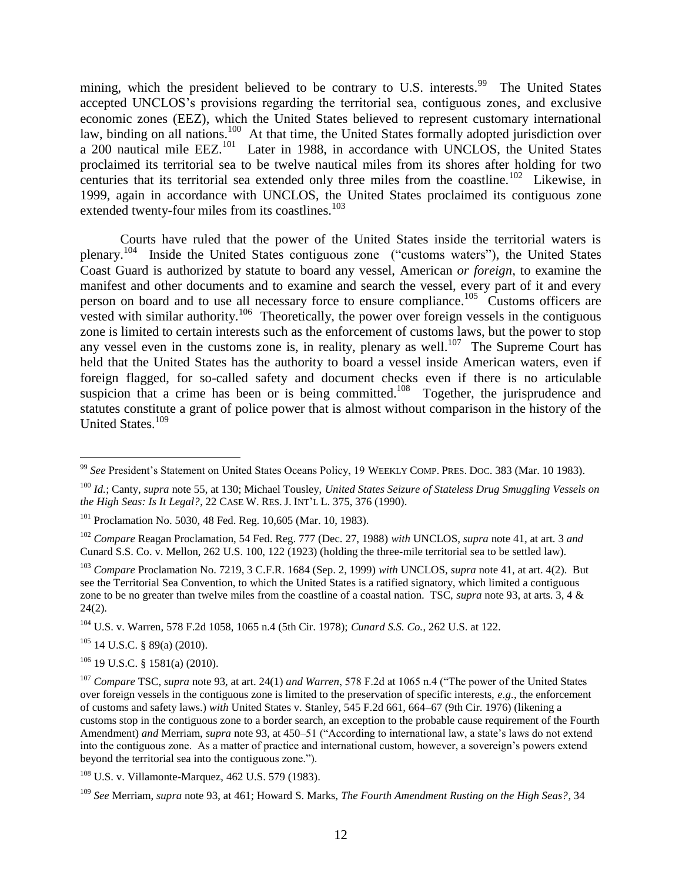mining, which the president believed to be contrary to U.S. interests.[99] The United States accepted UNCLOS's provisions regarding the territorial sea, contiguous zones, and exclusive economic zones (EEZ), which the United States believed to represent customary international law, binding on all nations.[100] At that time, the United States formally adopted jurisdiction over a 200 nautical mile EEZ.[101] Later in 1988, in accordance with UNCLOS, the United States proclaimed its territorial sea to be twelve nautical miles from its shores after holding for two centuries that its territorial sea extended only three miles from the coastline.[102] Likewise, in 1999, again in accordance with UNCLOS, the United States proclaimed its contiguous zone extended twenty-four miles from its coastlines.[103]

Courts have ruled that the power of the United States inside the territorial waters is plenary.[104] Inside the United States contiguous zone ("customs waters"), the United States Coast Guard is authorized by statute to board any vessel, American *or foreign*, to examine the manifest and other documents and to examine and search the vessel, every part of it and every person on board and to use all necessary force to ensure compliance.[105] Customs officers are vested with similar authority.[106] Theoretically, the power over foreign vessels in the contiguous zone is limited to certain interests such as the enforcement of customs laws, but the power to stop any vessel even in the customs zone is, in reality, plenary as well.[107] The Supreme Court has held that the United States has the authority to board a vessel inside American waters, even if foreign flagged, for so-called safety and document checks even if there is no articulable suspicion that a crime has been or is being committed.[108] Together, the jurisprudence and statutes constitute a grant of police power that is almost without comparison in the history of the United States.[109]

---

[99] *See* President's Statement on United States Oceans Policy, 19 WEEKLY COMP. PRES. DOC. 383 (Mar. 10 1983).

[100] *Id.*; Canty, *supra* note 55, at 130; Michael Tousley, *United States Seizure of Stateless Drug Smuggling Vessels on the High Seas: Is It Legal?*, 22 CASE W. RES. J. INT'L L. 375, 376 (1990).

[101] Proclamation No. 5030, 48 Fed. Reg. 10,605 (Mar. 10, 1983).

[102] *Compare* Reagan Proclamation, 54 Fed. Reg. 777 (Dec. 27, 1988) *with* UNCLOS, *supra* note 41, at art. 3 *and* Cunard S.S. Co. v. Mellon, 262 U.S. 100, 122 (1923) (holding the three-mile territorial sea to be settled law).

[103] *Compare* Proclamation No. 7219, 3 C.F.R. 1684 (Sep. 2, 1999) *with* UNCLOS, *supra* note 41, at art. 4(2). But see the Territorial Sea Convention, to which the United States is a ratified signatory, which limited a contiguous zone to be no greater than twelve miles from the coastline of a coastal nation. TSC, *supra* note 93, at arts. 3, 4 & 24(2).

[104] U.S. v. Warren, 578 F.2d 1058, 1065 n.4 (5th Cir. 1978); *Cunard S.S. Co.*, 262 U.S. at 122.

[105] 14 U.S.C. § 89(a) (2010).

[106] 19 U.S.C. § 1581(a) (2010).

[107] *Compare* TSC, *supra* note 93, at art. 24(1) *and Warren*, 578 F.2d at 1065 n.4 ("The power of the United States over foreign vessels in the contiguous zone is limited to the preservation of specific interests, *e.g.*, the enforcement of customs and safety laws.) *with* United States v. Stanley, 545 F.2d 661, 664–67 (9th Cir. 1976) (likening a customs stop in the contiguous zone to a border search, an exception to the probable cause requirement of the Fourth Amendment) *and* Merriam, *supra* note 93, at 450–51 ("According to international law, a state's laws do not extend into the contiguous zone. As a matter of practice and international custom, however, a sovereign's powers extend beyond the territorial sea into the contiguous zone.").

[108] U.S. v. Villamonte-Marquez, 462 U.S. 579 (1983).

[109] *See* Merriam, *supra* note 93, at 461; Howard S. Marks, *The Fourth Amendment Rusting on the High Seas?*, 34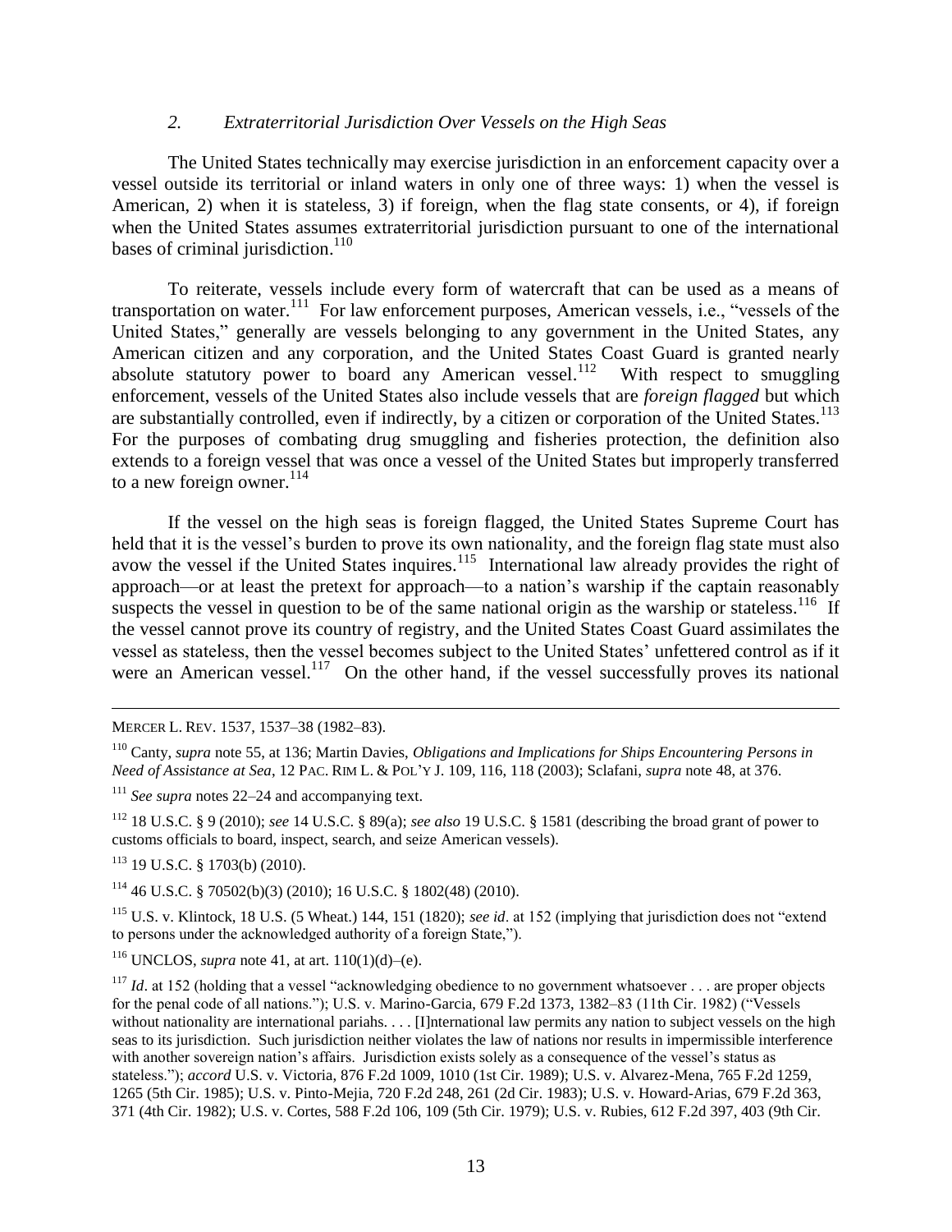### 2. *Extraterritorial Jurisdiction Over Vessels on the High Seas*

The United States technically may exercise jurisdiction in an enforcement capacity over a vessel outside its territorial or inland waters in only one of three ways: 1) when the vessel is American, 2) when it is stateless, 3) if foreign, when the flag state consents, or 4), if foreign when the United States assumes extraterritorial jurisdiction pursuant to one of the international bases of criminal jurisdiction.[110]

To reiterate, vessels include every form of watercraft that can be used as a means of transportation on water.[111] For law enforcement purposes, American vessels, i.e., "vessels of the United States," generally are vessels belonging to any government in the United States, any American citizen and any corporation, and the United States Coast Guard is granted nearly absolute statutory power to board any American vessel.[112] With respect to smuggling enforcement, vessels of the United States also include vessels that are *foreign flagged* but which are substantially controlled, even if indirectly, by a citizen or corporation of the United States.[113] For the purposes of combating drug smuggling and fisheries protection, the definition also extends to a foreign vessel that was once a vessel of the United States but improperly transferred to a new foreign owner.[114]

If the vessel on the high seas is foreign flagged, the United States Supreme Court has held that it is the vessel's burden to prove its own nationality, and the foreign flag state must also avow the vessel if the United States inquires.[115] International law already provides the right of approach—or at least the pretext for approach—to a nation's warship if the captain reasonably suspects the vessel in question to be of the same national origin as the warship or stateless.[116] If the vessel cannot prove its country of registry, and the United States Coast Guard assimilates the vessel as stateless, then the vessel becomes subject to the United States' unfettered control as if it were an American vessel.[117] On the other hand, if the vessel successfully proves its national

---

MERCER L. REV. 1537, 1537–38 (1982–83).

[110] Canty, *supra* note 55, at 136; Martin Davies, *Obligations and Implications for Ships Encountering Persons in Need of Assistance at Sea*, 12 PAC. RIM L. & POL'Y J. 109, 116, 118 (2003); Sclafani, *supra* note 48, at 376.

[111] *See supra* notes 22–24 and accompanying text.

[112] 18 U.S.C. § 9 (2010); *see* 14 U.S.C. § 89(a); *see also* 19 U.S.C. § 1581 (describing the broad grant of power to customs officials to board, inspect, search, and seize American vessels).

[113] 19 U.S.C. § 1703(b) (2010).

[114] 46 U.S.C. § 70502(b)(3) (2010); 16 U.S.C. § 1802(48) (2010).

[115] U.S. v. Klintock, 18 U.S. (5 Wheat.) 144, 151 (1820); *see id*. at 152 (implying that jurisdiction does not "extend to persons under the acknowledged authority of a foreign State,").

[116] UNCLOS, *supra* note 41, at art. 110(1)(d)–(e).

[117] *Id*. at 152 (holding that a vessel "acknowledging obedience to no government whatsoever . . . are proper objects for the penal code of all nations."); U.S. v. Marino-Garcia, 679 F.2d 1373, 1382–83 (11th Cir. 1982) ("Vessels without nationality are international pariahs. . . . [I]nternational law permits any nation to subject vessels on the high seas to its jurisdiction. Such jurisdiction neither violates the law of nations nor results in impermissible interference with another sovereign nation's affairs. Jurisdiction exists solely as a consequence of the vessel's status as stateless."); *accord* U.S. v. Victoria, 876 F.2d 1009, 1010 (1st Cir. 1989); U.S. v. Alvarez-Mena, 765 F.2d 1259, 1265 (5th Cir. 1985); U.S. v. Pinto-Mejia, 720 F.2d 248, 261 (2d Cir. 1983); U.S. v. Howard-Arias, 679 F.2d 363, 371 (4th Cir. 1982); U.S. v. Cortes, 588 F.2d 106, 109 (5th Cir. 1979); U.S. v. Rubies, 612 F.2d 397, 403 (9th Cir.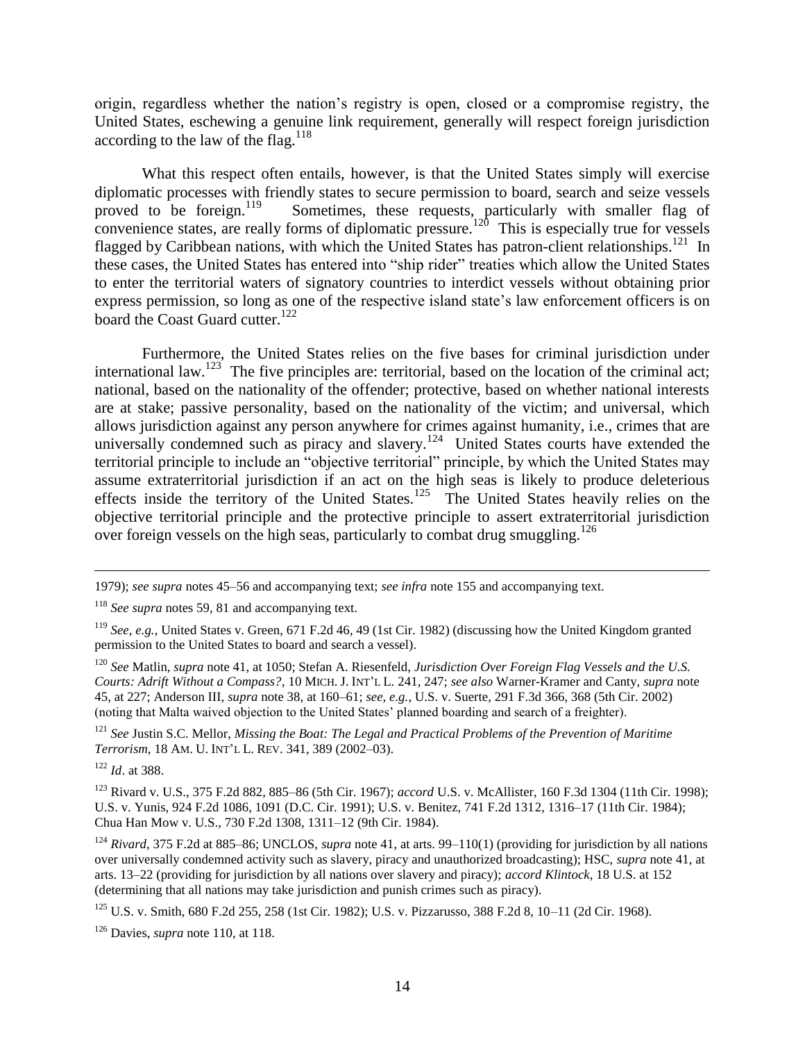origin, regardless whether the nation's registry is open, closed or a compromise registry, the United States, eschewing a genuine link requirement, generally will respect foreign jurisdiction according to the law of the flag.[118]

What this respect often entails, however, is that the United States simply will exercise diplomatic processes with friendly states to secure permission to board, search and seize vessels proved to be foreign.[119] Sometimes, these requests, particularly with smaller flag of convenience states, are really forms of diplomatic pressure.[120] This is especially true for vessels flagged by Caribbean nations, with which the United States has patron-client relationships.[121] In these cases, the United States has entered into "ship rider" treaties which allow the United States to enter the territorial waters of signatory countries to interdict vessels without obtaining prior express permission, so long as one of the respective island state's law enforcement officers is on board the Coast Guard cutter.[122]

Furthermore, the United States relies on the five bases for criminal jurisdiction under international law.[123] The five principles are: territorial, based on the location of the criminal act; national, based on the nationality of the offender; protective, based on whether national interests are at stake; passive personality, based on the nationality of the victim; and universal, which allows jurisdiction against any person anywhere for crimes against humanity, i.e., crimes that are universally condemned such as piracy and slavery.[124] United States courts have extended the territorial principle to include an "objective territorial" principle, by which the United States may assume extraterritorial jurisdiction if an act on the high seas is likely to produce deleterious effects inside the territory of the United States.[125] The United States heavily relies on the objective territorial principle and the protective principle to assert extraterritorial jurisdiction over foreign vessels on the high seas, particularly to combat drug smuggling.[126]

---

1979); *see supra* notes 45–56 and accompanying text; *see infra* note 155 and accompanying text.

[118] *See supra* notes 59, 81 and accompanying text.

[119] *See, e.g.*, United States v. Green, 671 F.2d 46, 49 (1st Cir. 1982) (discussing how the United Kingdom granted permission to the United States to board and search a vessel).

[120] *See* Matlin, *supra* note 41, at 1050; Stefan A. Riesenfeld, *Jurisdiction Over Foreign Flag Vessels and the U.S. Courts: Adrift Without a Compass?*, 10 MICH. J. INT'L L. 241, 247; *see also* Warner-Kramer and Canty, *supra* note 45, at 227; Anderson III, *supra* note 38, at 160–61; *see, e.g.*, U.S. v. Suerte, 291 F.3d 366, 368 (5th Cir. 2002) (noting that Malta waived objection to the United States' planned boarding and search of a freighter).

[121] *See* Justin S.C. Mellor, *Missing the Boat: The Legal and Practical Problems of the Prevention of Maritime Terrorism*, 18 AM. U. INT'L L. REV. 341, 389 (2002–03).

[122] *Id*. at 388.

[123] Rivard v. U.S., 375 F.2d 882, 885–86 (5th Cir. 1967); *accord* U.S. v. McAllister, 160 F.3d 1304 (11th Cir. 1998); U.S. v. Yunis, 924 F.2d 1086, 1091 (D.C. Cir. 1991); U.S. v. Benitez, 741 F.2d 1312, 1316–17 (11th Cir. 1984); Chua Han Mow v. U.S., 730 F.2d 1308, 1311–12 (9th Cir. 1984).

[124] *Rivard*, 375 F.2d at 885–86; UNCLOS, *supra* note 41, at arts. 99–110(1) (providing for jurisdiction by all nations over universally condemned activity such as slavery, piracy and unauthorized broadcasting); HSC, *supra* note 41, at arts. 13–22 (providing for jurisdiction by all nations over slavery and piracy); *accord Klintock*, 18 U.S. at 152 (determining that all nations may take jurisdiction and punish crimes such as piracy).

[125] U.S. v. Smith, 680 F.2d 255, 258 (1st Cir. 1982); U.S. v. Pizzarusso, 388 F.2d 8, 10–11 (2d Cir. 1968).

[126] Davies, *supra* note 110, at 118.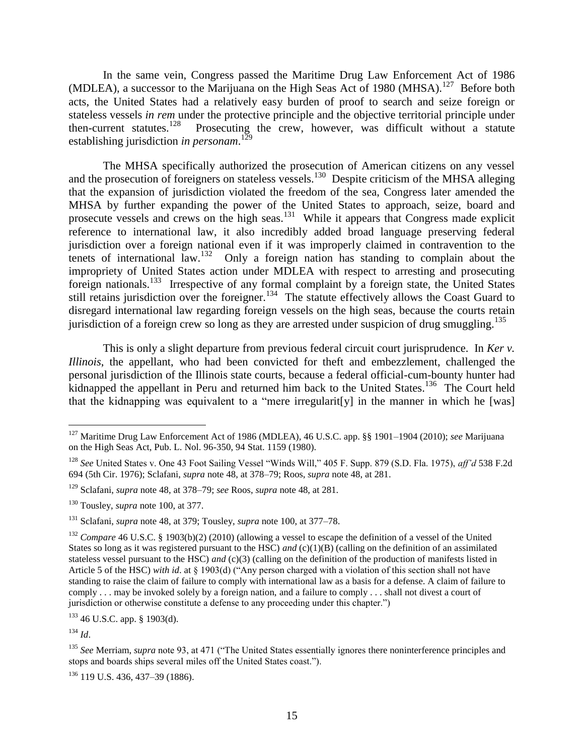In the same vein, Congress passed the Maritime Drug Law Enforcement Act of 1986 (MDLEA), a successor to the Marijuana on the High Seas Act of 1980 (MHSA).[127] Before both acts, the United States had a relatively easy burden of proof to search and seize foreign or stateless vessels *in rem* under the protective principle and the objective territorial principle under then-current statutes.[128] Prosecuting the crew, however, was difficult without a statute establishing jurisdiction *in personam*.[129]

The MHSA specifically authorized the prosecution of American citizens on any vessel and the prosecution of foreigners on stateless vessels.[130] Despite criticism of the MHSA alleging that the expansion of jurisdiction violated the freedom of the sea, Congress later amended the MHSA by further expanding the power of the United States to approach, seize, board and prosecute vessels and crews on the high seas.[131] While it appears that Congress made explicit reference to international law, it also incredibly added broad language preserving federal jurisdiction over a foreign national even if it was improperly claimed in contravention to the tenets of international law.[132] Only a foreign nation has standing to complain about the impropriety of United States action under MDLEA with respect to arresting and prosecuting foreign nationals.[133] Irrespective of any formal complaint by a foreign state, the United States still retains jurisdiction over the foreigner.[134] The statute effectively allows the Coast Guard to disregard international law regarding foreign vessels on the high seas, because the courts retain jurisdiction of a foreign crew so long as they are arrested under suspicion of drug smuggling.[135]

This is only a slight departure from previous federal circuit court jurisprudence. In *Ker v. Illinois*, the appellant, who had been convicted for theft and embezzlement, challenged the personal jurisdiction of the Illinois state courts, because a federal official-cum-bounty hunter had kidnapped the appellant in Peru and returned him back to the United States.[136] The Court held that the kidnapping was equivalent to a "mere irregularit[y] in the manner in which he [was]

---

[127] Maritime Drug Law Enforcement Act of 1986 (MDLEA), 46 U.S.C. app. §§ 1901–1904 (2010); *see* Marijuana on the High Seas Act, Pub. L. Nol. 96-350, 94 Stat. 1159 (1980).

[128] *See* United States v. One 43 Foot Sailing Vessel "Winds Will," 405 F. Supp. 879 (S.D. Fla. 1975), *aff'd* 538 F.2d 694 (5th Cir. 1976); Sclafani, *supra* note 48, at 378–79; Roos, *supra* note 48, at 281.

[129] Sclafani, *supra* note 48, at 378–79; *see* Roos, *supra* note 48, at 281.

[130] Tousley, *supra* note 100, at 377.

[131] Sclafani, *supra* note 48, at 379; Tousley, *supra* note 100, at 377–78.

[132] *Compare* 46 U.S.C. § 1903(b)(2) (2010) (allowing a vessel to escape the definition of a vessel of the United States so long as it was registered pursuant to the HSC) *and* (c)(1)(B) (calling on the definition of an assimilated stateless vessel pursuant to the HSC) *and* (c)(3) (calling on the definition of the production of manifests listed in Article 5 of the HSC) *with id*. at § 1903(d) ("Any person charged with a violation of this section shall not have standing to raise the claim of failure to comply with international law as a basis for a defense. A claim of failure to comply . . . may be invoked solely by a foreign nation, and a failure to comply . . . shall not divest a court of jurisdiction or otherwise constitute a defense to any proceeding under this chapter.")

[133] 46 U.S.C. app. § 1903(d).

[134] *Id*.

[135] *See* Merriam, *supra* note 93, at 471 ("The United States essentially ignores there noninterference principles and stops and boards ships several miles off the United States coast.").

[136] 119 U.S. 436, 437–39 (1886).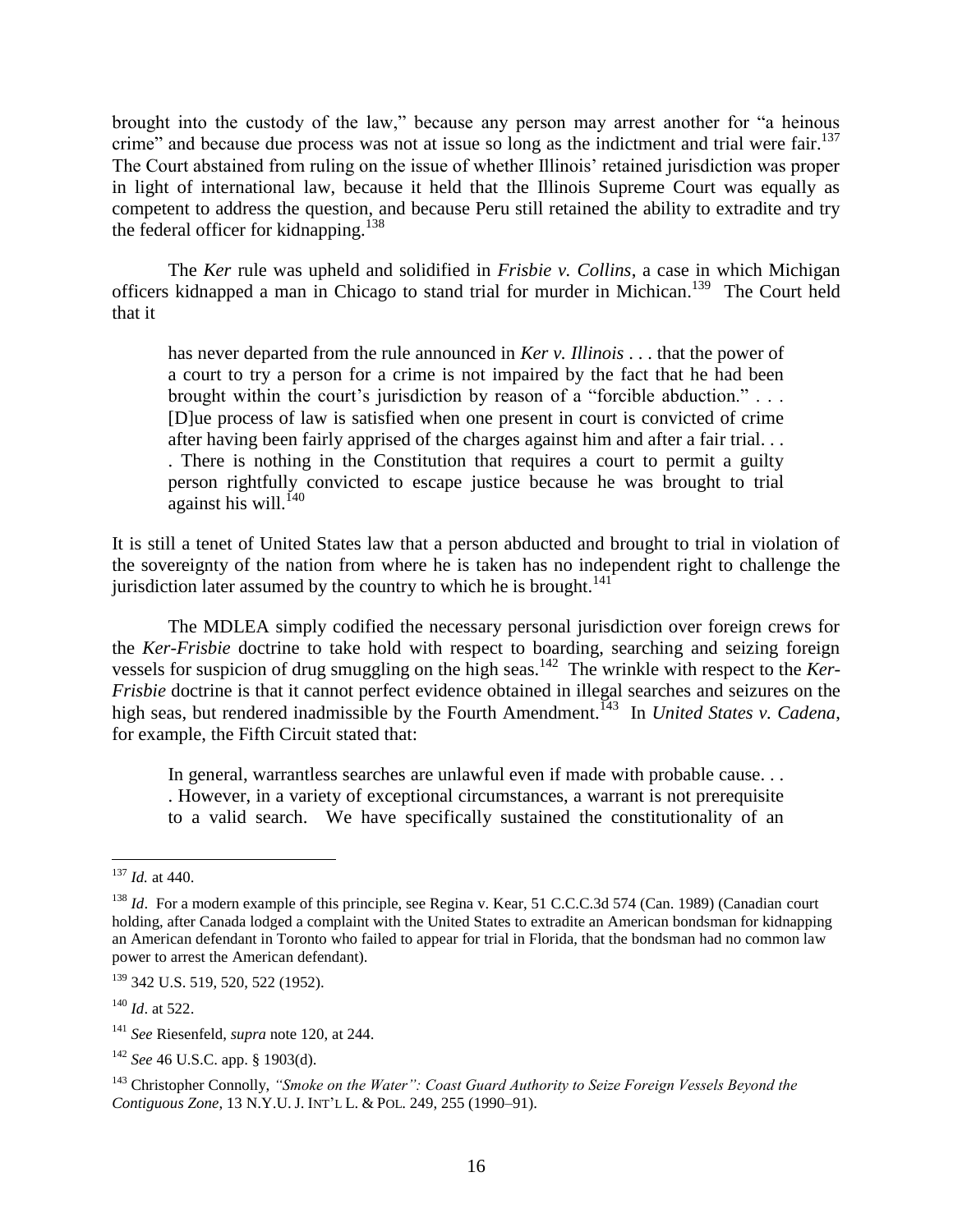brought into the custody of the law," because any person may arrest another for "a heinous crime" and because due process was not at issue so long as the indictment and trial were fair.[137] The Court abstained from ruling on the issue of whether Illinois' retained jurisdiction was proper in light of international law, because it held that the Illinois Supreme Court was equally as competent to address the question, and because Peru still retained the ability to extradite and try the federal officer for kidnapping.[138]

The *Ker* rule was upheld and solidified in *Frisbie v. Collins*, a case in which Michigan officers kidnapped a man in Chicago to stand trial for murder in Michican.[139] The Court held that it

> has never departed from the rule announced in *Ker v. Illinois* . . . that the power of a court to try a person for a crime is not impaired by the fact that he had been brought within the court's jurisdiction by reason of a "forcible abduction." . . . [D]ue process of law is satisfied when one present in court is convicted of crime after having been fairly apprised of the charges against him and after a fair trial. . . . There is nothing in the Constitution that requires a court to permit a guilty person rightfully convicted to escape justice because he was brought to trial against his will.[140]

It is still a tenet of United States law that a person abducted and brought to trial in violation of the sovereignty of the nation from where he is taken has no independent right to challenge the jurisdiction later assumed by the country to which he is brought.[141]

The MDLEA simply codified the necessary personal jurisdiction over foreign crews for the *Ker-Frisbie* doctrine to take hold with respect to boarding, searching and seizing foreign vessels for suspicion of drug smuggling on the high seas.[142] The wrinkle with respect to the *Ker-Frisbie* doctrine is that it cannot perfect evidence obtained in illegal searches and seizures on the high seas, but rendered inadmissible by the Fourth Amendment.[143] In *United States v. Cadena*, for example, the Fifth Circuit stated that:

> In general, warrantless searches are unlawful even if made with probable cause. . . . However, in a variety of exceptional circumstances, a warrant is not prerequisite to a valid search. We have specifically sustained the constitutionality of an

---

[137] *Id.* at 440.

[138] *Id*. For a modern example of this principle, see Regina v. Kear, 51 C.C.C.3d 574 (Can. 1989) (Canadian court holding, after Canada lodged a complaint with the United States to extradite an American bondsman for kidnapping an American defendant in Toronto who failed to appear for trial in Florida, that the bondsman had no common law power to arrest the American defendant).

[139] 342 U.S. 519, 520, 522 (1952).

[140] *Id*. at 522.

[141] *See* Riesenfeld, *supra* note 120, at 244.

[142] *See* 46 U.S.C. app. § 1903(d).

[143] Christopher Connolly, *"Smoke on the Water": Coast Guard Authority to Seize Foreign Vessels Beyond the Contiguous Zone*, 13 N.Y.U. J. INT'L L. & POL. 249, 255 (1990–91).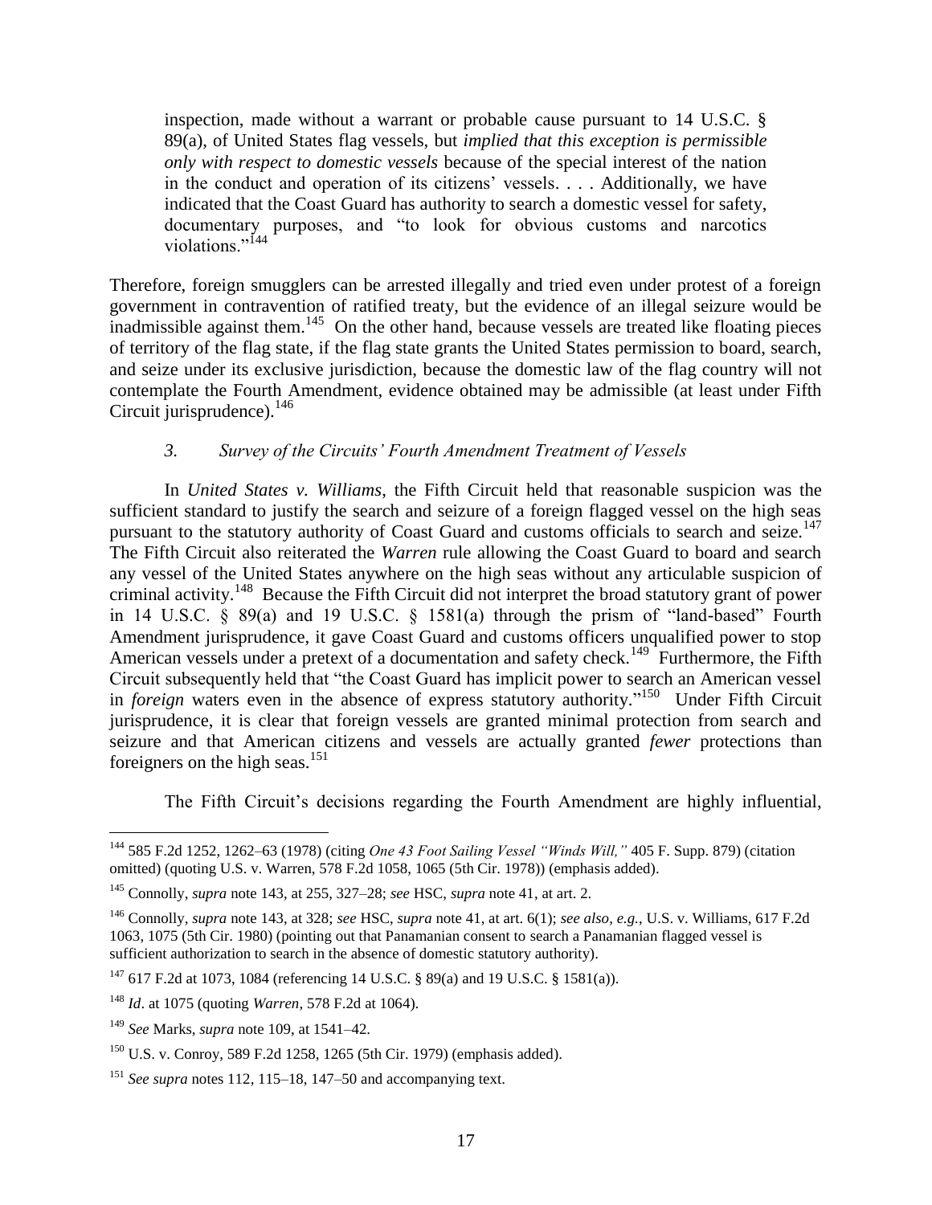> inspection, made without a warrant or probable cause pursuant to 14 U.S.C. § 89(a), of United States flag vessels, but *implied that this exception is permissible only with respect to domestic vessels* because of the special interest of the nation in the conduct and operation of its citizens' vessels. . . . Additionally, we have indicated that the Coast Guard has authority to search a domestic vessel for safety, documentary purposes, and "to look for obvious customs and narcotics violations."[144]

Therefore, foreign smugglers can be arrested illegally and tried even under protest of a foreign government in contravention of ratified treaty, but the evidence of an illegal seizure would be inadmissible against them.[145] On the other hand, because vessels are treated like floating pieces of territory of the flag state, if the flag state grants the United States permission to board, search, and seize under its exclusive jurisdiction, because the domestic law of the flag country will not contemplate the Fourth Amendment, evidence obtained may be admissible (at least under Fifth Circuit jurisprudence).[146]

### *3. Survey of the Circuits' Fourth Amendment Treatment of Vessels*

In *United States v. Williams*, the Fifth Circuit held that reasonable suspicion was the sufficient standard to justify the search and seizure of a foreign flagged vessel on the high seas pursuant to the statutory authority of Coast Guard and customs officials to search and seize.[147] The Fifth Circuit also reiterated the *Warren* rule allowing the Coast Guard to board and search any vessel of the United States anywhere on the high seas without any articulable suspicion of criminal activity.[148] Because the Fifth Circuit did not interpret the broad statutory grant of power in 14 U.S.C. § 89(a) and 19 U.S.C. § 1581(a) through the prism of "land-based" Fourth Amendment jurisprudence, it gave Coast Guard and customs officers unqualified power to stop American vessels under a pretext of a documentation and safety check.[149] Furthermore, the Fifth Circuit subsequently held that "the Coast Guard has implicit power to search an American vessel in *foreign* waters even in the absence of express statutory authority."[150] Under Fifth Circuit jurisprudence, it is clear that foreign vessels are granted minimal protection from search and seizure and that American citizens and vessels are actually granted *fewer* protections than foreigners on the high seas.[151]

The Fifth Circuit's decisions regarding the Fourth Amendment are highly influential,

---

[144] 585 F.2d 1252, 1262–63 (1978) (citing *One 43 Foot Sailing Vessel "Winds Will,"* 405 F. Supp. 879) (citation omitted) (quoting U.S. v. Warren, 578 F.2d 1058, 1065 (5th Cir. 1978)) (emphasis added).

[145] Connolly, *supra* note 143, at 255, 327–28; *see* HSC, *supra* note 41, at art. 2.

[146] Connolly, *supra* note 143, at 328; *see* HSC, *supra* note 41, at art. 6(1); *see also, e.g.*, U.S. v. Williams, 617 F.2d 1063, 1075 (5th Cir. 1980) (pointing out that Panamanian consent to search a Panamanian flagged vessel is sufficient authorization to search in the absence of domestic statutory authority).

[147] 617 F.2d at 1073, 1084 (referencing 14 U.S.C. § 89(a) and 19 U.S.C. § 1581(a)).

[148] *Id*. at 1075 (quoting *Warren*, 578 F.2d at 1064).

[149] *See* Marks, *supra* note 109, at 1541–42.

[150] U.S. v. Conroy, 589 F.2d 1258, 1265 (5th Cir. 1979) (emphasis added).

[151] *See supra* notes 112, 115–18, 147–50 and accompanying text.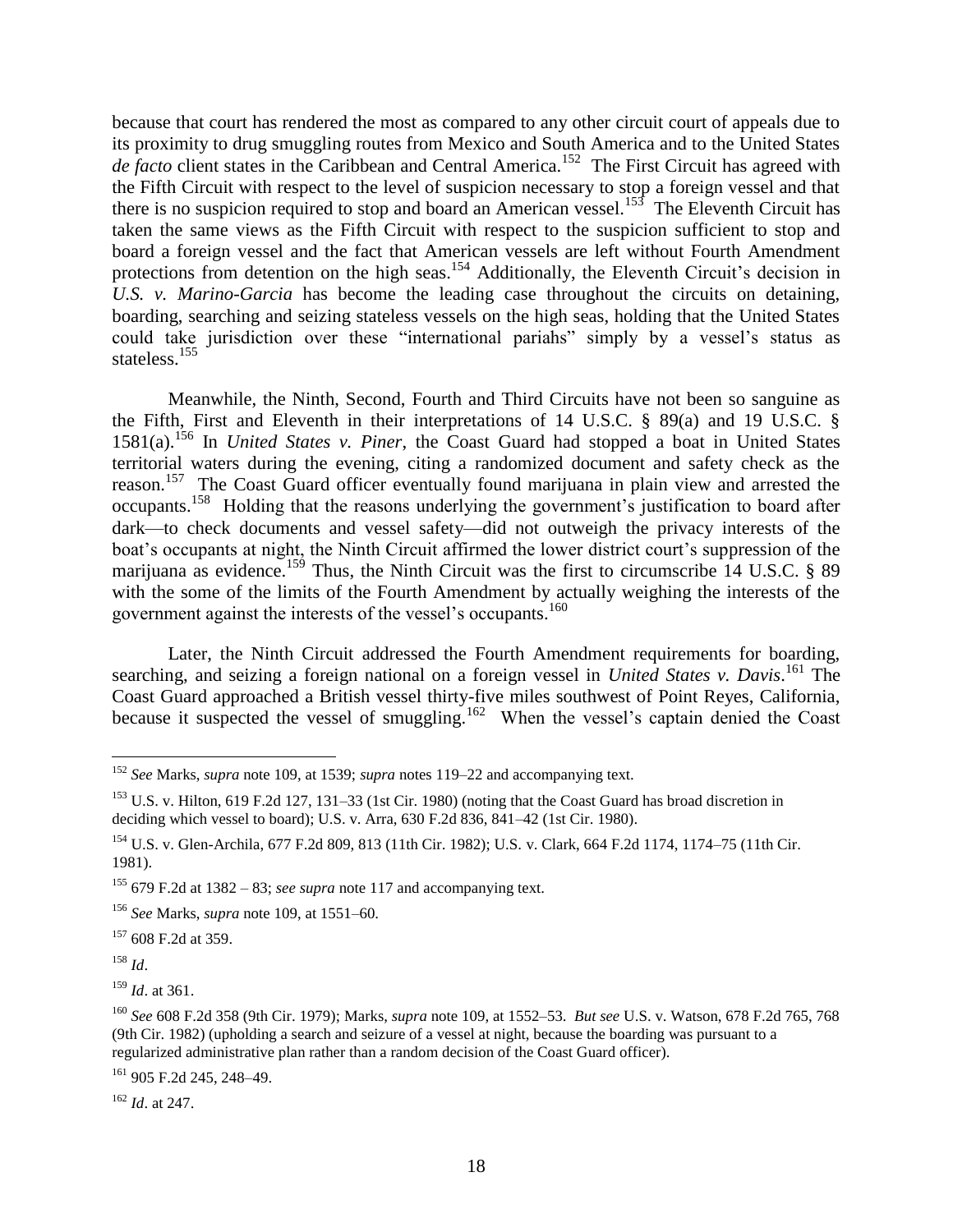because that court has rendered the most as compared to any other circuit court of appeals due to its proximity to drug smuggling routes from Mexico and South America and to the United States *de facto* client states in the Caribbean and Central America.[152] The First Circuit has agreed with the Fifth Circuit with respect to the level of suspicion necessary to stop a foreign vessel and that there is no suspicion required to stop and board an American vessel.[153] The Eleventh Circuit has taken the same views as the Fifth Circuit with respect to the suspicion sufficient to stop and board a foreign vessel and the fact that American vessels are left without Fourth Amendment protections from detention on the high seas.[154] Additionally, the Eleventh Circuit's decision in *U.S. v. Marino-Garcia* has become the leading case throughout the circuits on detaining, boarding, searching and seizing stateless vessels on the high seas, holding that the United States could take jurisdiction over these "international pariahs" simply by a vessel's status as stateless.[155]

Meanwhile, the Ninth, Second, Fourth and Third Circuits have not been so sanguine as the Fifth, First and Eleventh in their interpretations of 14 U.S.C. § 89(a) and 19 U.S.C. § 1581(a).[156] In *United States v. Piner*, the Coast Guard had stopped a boat in United States territorial waters during the evening, citing a randomized document and safety check as the reason.[157] The Coast Guard officer eventually found marijuana in plain view and arrested the occupants.[158] Holding that the reasons underlying the government's justification to board after dark—to check documents and vessel safety—did not outweigh the privacy interests of the boat's occupants at night, the Ninth Circuit affirmed the lower district court's suppression of the marijuana as evidence.[159] Thus, the Ninth Circuit was the first to circumscribe 14 U.S.C. § 89 with the some of the limits of the Fourth Amendment by actually weighing the interests of the government against the interests of the vessel's occupants.[160]

Later, the Ninth Circuit addressed the Fourth Amendment requirements for boarding, searching, and seizing a foreign national on a foreign vessel in *United States v. Davis*.[161] The Coast Guard approached a British vessel thirty-five miles southwest of Point Reyes, California, because it suspected the vessel of smuggling.[162] When the vessel's captain denied the Coast

---

[152] *See* Marks, *supra* note 109, at 1539; *supra* notes 119–22 and accompanying text.

[153] U.S. v. Hilton, 619 F.2d 127, 131–33 (1st Cir. 1980) (noting that the Coast Guard has broad discretion in deciding which vessel to board); U.S. v. Arra, 630 F.2d 836, 841–42 (1st Cir. 1980).

[154] U.S. v. Glen-Archila, 677 F.2d 809, 813 (11th Cir. 1982); U.S. v. Clark, 664 F.2d 1174, 1174–75 (11th Cir. 1981).

[155] 679 F.2d at 1382 – 83; *see supra* note 117 and accompanying text.

[156] *See* Marks, *supra* note 109, at 1551–60.

[157] 608 F.2d at 359.

[158] *Id*.

[159] *Id*. at 361.

[160] *See* 608 F.2d 358 (9th Cir. 1979); Marks, *supra* note 109, at 1552–53. *But see* U.S. v. Watson, 678 F.2d 765, 768 (9th Cir. 1982) (upholding a search and seizure of a vessel at night, because the boarding was pursuant to a regularized administrative plan rather than a random decision of the Coast Guard officer).

[161] 905 F.2d 245, 248–49.

[162] *Id*. at 247.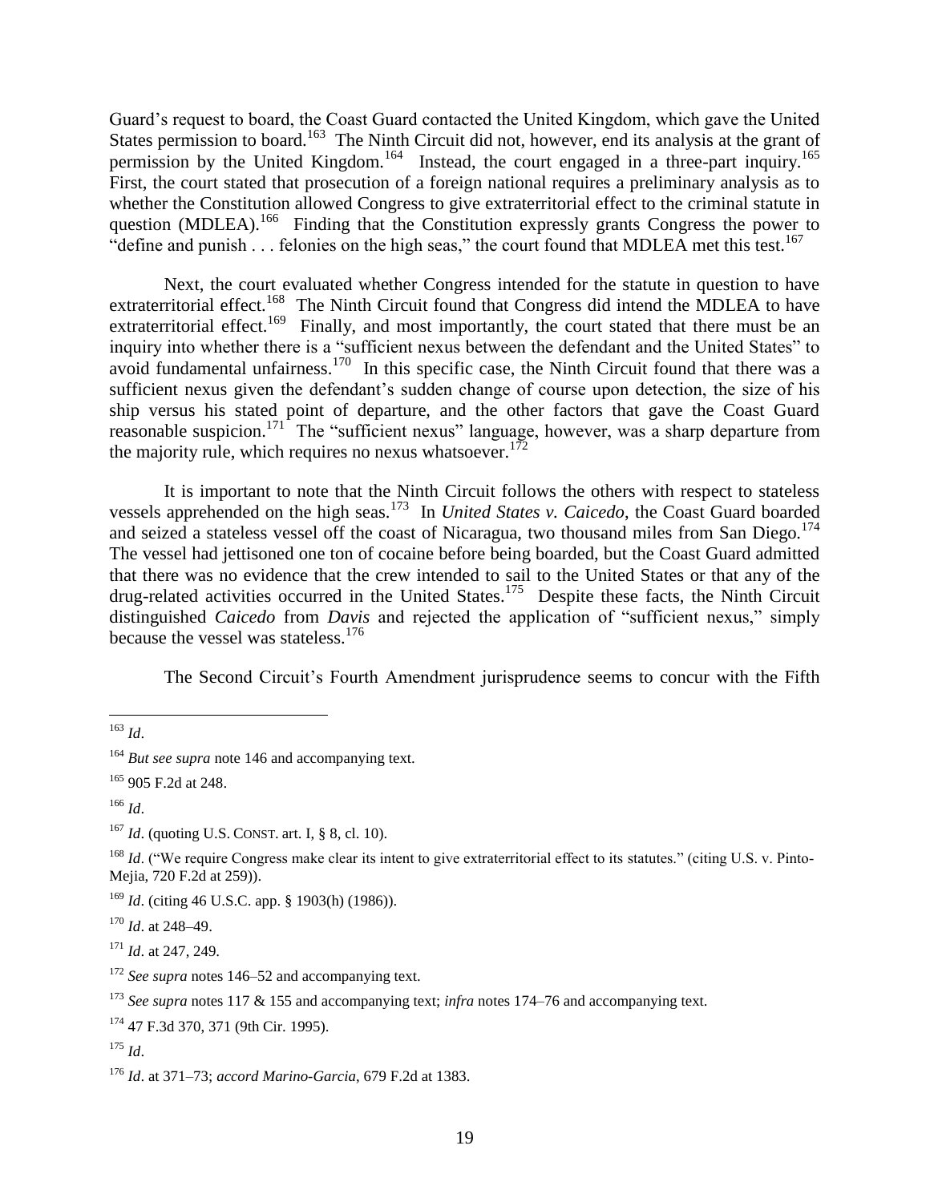Guard's request to board, the Coast Guard contacted the United Kingdom, which gave the United States permission to board.[163] The Ninth Circuit did not, however, end its analysis at the grant of permission by the United Kingdom.[164] Instead, the court engaged in a three-part inquiry.[165] First, the court stated that prosecution of a foreign national requires a preliminary analysis as to whether the Constitution allowed Congress to give extraterritorial effect to the criminal statute in question (MDLEA).[166] Finding that the Constitution expressly grants Congress the power to "define and punish . . . felonies on the high seas," the court found that MDLEA met this test.[167]

Next, the court evaluated whether Congress intended for the statute in question to have extraterritorial effect.[168] The Ninth Circuit found that Congress did intend the MDLEA to have extraterritorial effect.[169] Finally, and most importantly, the court stated that there must be an inquiry into whether there is a "sufficient nexus between the defendant and the United States" to avoid fundamental unfairness.[170] In this specific case, the Ninth Circuit found that there was a sufficient nexus given the defendant's sudden change of course upon detection, the size of his ship versus his stated point of departure, and the other factors that gave the Coast Guard reasonable suspicion.[171] The "sufficient nexus" language, however, was a sharp departure from the majority rule, which requires no nexus whatsoever.[172]

It is important to note that the Ninth Circuit follows the others with respect to stateless vessels apprehended on the high seas.[173] In *United States v. Caicedo*, the Coast Guard boarded and seized a stateless vessel off the coast of Nicaragua, two thousand miles from San Diego.[174] The vessel had jettisoned one ton of cocaine before being boarded, but the Coast Guard admitted that there was no evidence that the crew intended to sail to the United States or that any of the drug-related activities occurred in the United States.[175] Despite these facts, the Ninth Circuit distinguished *Caicedo* from *Davis* and rejected the application of "sufficient nexus," simply because the vessel was stateless.[176]

The Second Circuit's Fourth Amendment jurisprudence seems to concur with the Fifth

---

[163] *Id*.

[164] *But see supra* note 146 and accompanying text.

[165] 905 F.2d at 248.

[166] *Id*.

[167] *Id*. (quoting U.S. CONST. art. I, § 8, cl. 10).

[168] *Id*. ("We require Congress make clear its intent to give extraterritorial effect to its statutes." (citing U.S. v. Pinto-Mejia, 720 F.2d at 259)).

[169] *Id*. (citing 46 U.S.C. app. § 1903(h) (1986)).

[170] *Id*. at 248–49.

[171] *Id*. at 247, 249.

[172] *See supra* notes 146–52 and accompanying text.

[173] *See supra* notes 117 & 155 and accompanying text; *infra* notes 174–76 and accompanying text.

[174] 47 F.3d 370, 371 (9th Cir. 1995).

[175] *Id*.

[176] *Id*. at 371–73; *accord Marino-Garcia*, 679 F.2d at 1383.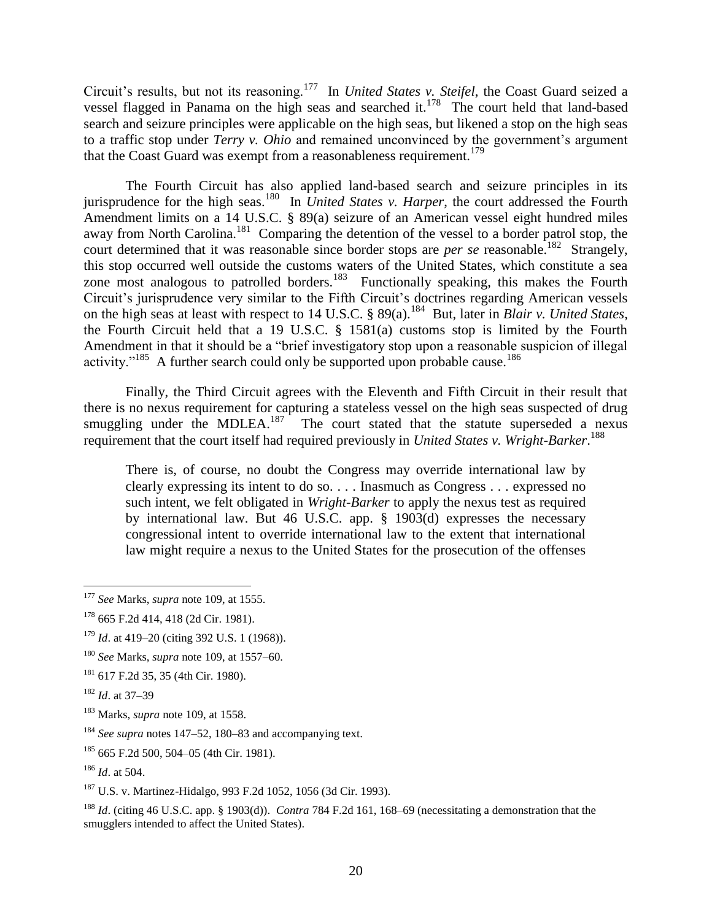Circuit's results, but not its reasoning.[177] In *United States v. Steifel*, the Coast Guard seized a vessel flagged in Panama on the high seas and searched it.[178] The court held that land-based search and seizure principles were applicable on the high seas, but likened a stop on the high seas to a traffic stop under *Terry v. Ohio* and remained unconvinced by the government's argument that the Coast Guard was exempt from a reasonableness requirement.[179]

The Fourth Circuit has also applied land-based search and seizure principles in its jurisprudence for the high seas.[180] In *United States v. Harper*, the court addressed the Fourth Amendment limits on a 14 U.S.C. § 89(a) seizure of an American vessel eight hundred miles away from North Carolina.[181] Comparing the detention of the vessel to a border patrol stop, the court determined that it was reasonable since border stops are *per se* reasonable.[182] Strangely, this stop occurred well outside the customs waters of the United States, which constitute a sea zone most analogous to patrolled borders.[183] Functionally speaking, this makes the Fourth Circuit's jurisprudence very similar to the Fifth Circuit's doctrines regarding American vessels on the high seas at least with respect to 14 U.S.C. § 89(a).[184] But, later in *Blair v. United States*, the Fourth Circuit held that a 19 U.S.C. § 1581(a) customs stop is limited by the Fourth Amendment in that it should be a "brief investigatory stop upon a reasonable suspicion of illegal activity."[185] A further search could only be supported upon probable cause.[186]

Finally, the Third Circuit agrees with the Eleventh and Fifth Circuit in their result that there is no nexus requirement for capturing a stateless vessel on the high seas suspected of drug smuggling under the MDLEA.[187] The court stated that the statute superseded a nexus requirement that the court itself had required previously in *United States v. Wright-Barker*.[188]

> There is, of course, no doubt the Congress may override international law by clearly expressing its intent to do so. . . . Inasmuch as Congress . . . expressed no such intent, we felt obligated in *Wright-Barker* to apply the nexus test as required by international law. But 46 U.S.C. app. § 1903(d) expresses the necessary congressional intent to override international law to the extent that international law might require a nexus to the United States for the prosecution of the offenses

---

[177] *See* Marks, *supra* note 109, at 1555.

[178] 665 F.2d 414, 418 (2d Cir. 1981).

[179] *Id*. at 419–20 (citing 392 U.S. 1 (1968)).

[180] *See* Marks, *supra* note 109, at 1557–60.

[181] 617 F.2d 35, 35 (4th Cir. 1980).

[182] *Id*. at 37–39

[183] Marks, *supra* note 109, at 1558.

[184] *See supra* notes 147–52, 180–83 and accompanying text.

[185] 665 F.2d 500, 504–05 (4th Cir. 1981).

[186] *Id*. at 504.

[187] U.S. v. Martinez-Hidalgo, 993 F.2d 1052, 1056 (3d Cir. 1993).

[188] *Id*. (citing 46 U.S.C. app. § 1903(d)). *Contra* 784 F.2d 161, 168–69 (necessitating a demonstration that the smugglers intended to affect the United States).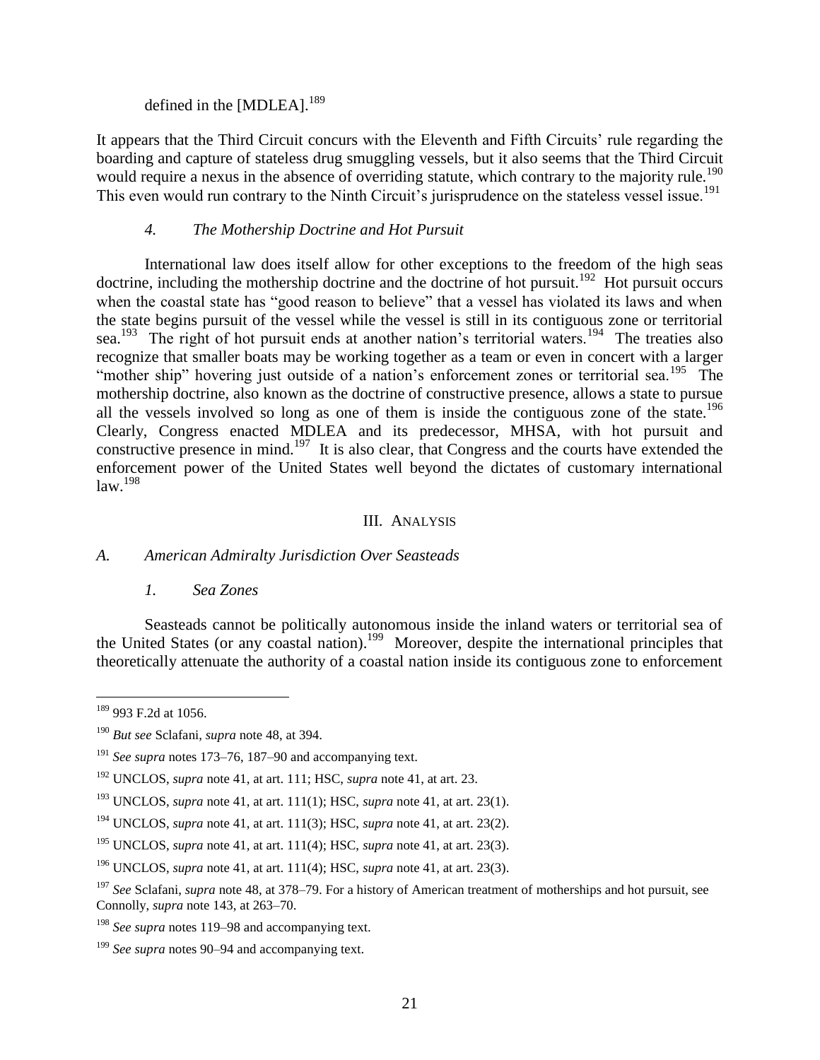defined in the [MDLEA].[189]

It appears that the Third Circuit concurs with the Eleventh and Fifth Circuits' rule regarding the boarding and capture of stateless drug smuggling vessels, but it also seems that the Third Circuit would require a nexus in the absence of overriding statute, which contrary to the majority rule.[190] This even would run contrary to the Ninth Circuit's jurisprudence on the stateless vessel issue.[191]

#### *4. The Mothership Doctrine and Hot Pursuit*

International law does itself allow for other exceptions to the freedom of the high seas doctrine, including the mothership doctrine and the doctrine of hot pursuit.[192] Hot pursuit occurs when the coastal state has "good reason to believe" that a vessel has violated its laws and when the state begins pursuit of the vessel while the vessel is still in its contiguous zone or territorial sea.[193] The right of hot pursuit ends at another nation's territorial waters.[194] The treaties also recognize that smaller boats may be working together as a team or even in concert with a larger "mother ship" hovering just outside of a nation's enforcement zones or territorial sea.[195] The mothership doctrine, also known as the doctrine of constructive presence, allows a state to pursue all the vessels involved so long as one of them is inside the contiguous zone of the state.[196] Clearly, Congress enacted MDLEA and its predecessor, MHSA, with hot pursuit and constructive presence in mind.[197] It is also clear, that Congress and the courts have extended the enforcement power of the United States well beyond the dictates of customary international law.[198]

## III. Analysis

### *A. American Admiralty Jurisdiction Over Seasteads*

#### *1. Sea Zones*

Seasteads cannot be politically autonomous inside the inland waters or territorial sea of the United States (or any coastal nation).[199] Moreover, despite the international principles that theoretically attenuate the authority of a coastal nation inside its contiguous zone to enforcement

---

[189] 993 F.2d at 1056.

[190] *But see* Sclafani, *supra* note 48, at 394.

[191] *See supra* notes 173–76, 187–90 and accompanying text.

[192] UNCLOS, *supra* note 41, at art. 111; HSC, *supra* note 41, at art. 23.

[193] UNCLOS, *supra* note 41, at art. 111(1); HSC, *supra* note 41, at art. 23(1).

[194] UNCLOS, *supra* note 41, at art. 111(3); HSC, *supra* note 41, at art. 23(2).

[195] UNCLOS, *supra* note 41, at art. 111(4); HSC, *supra* note 41, at art. 23(3).

[196] UNCLOS, *supra* note 41, at art. 111(4); HSC, *supra* note 41, at art. 23(3).

[197] *See* Sclafani, *supra* note 48, at 378–79. For a history of American treatment of motherships and hot pursuit, see Connolly, *supra* note 143, at 263–70.

[198] *See supra* notes 119–98 and accompanying text.

[199] *See supra* notes 90–94 and accompanying text.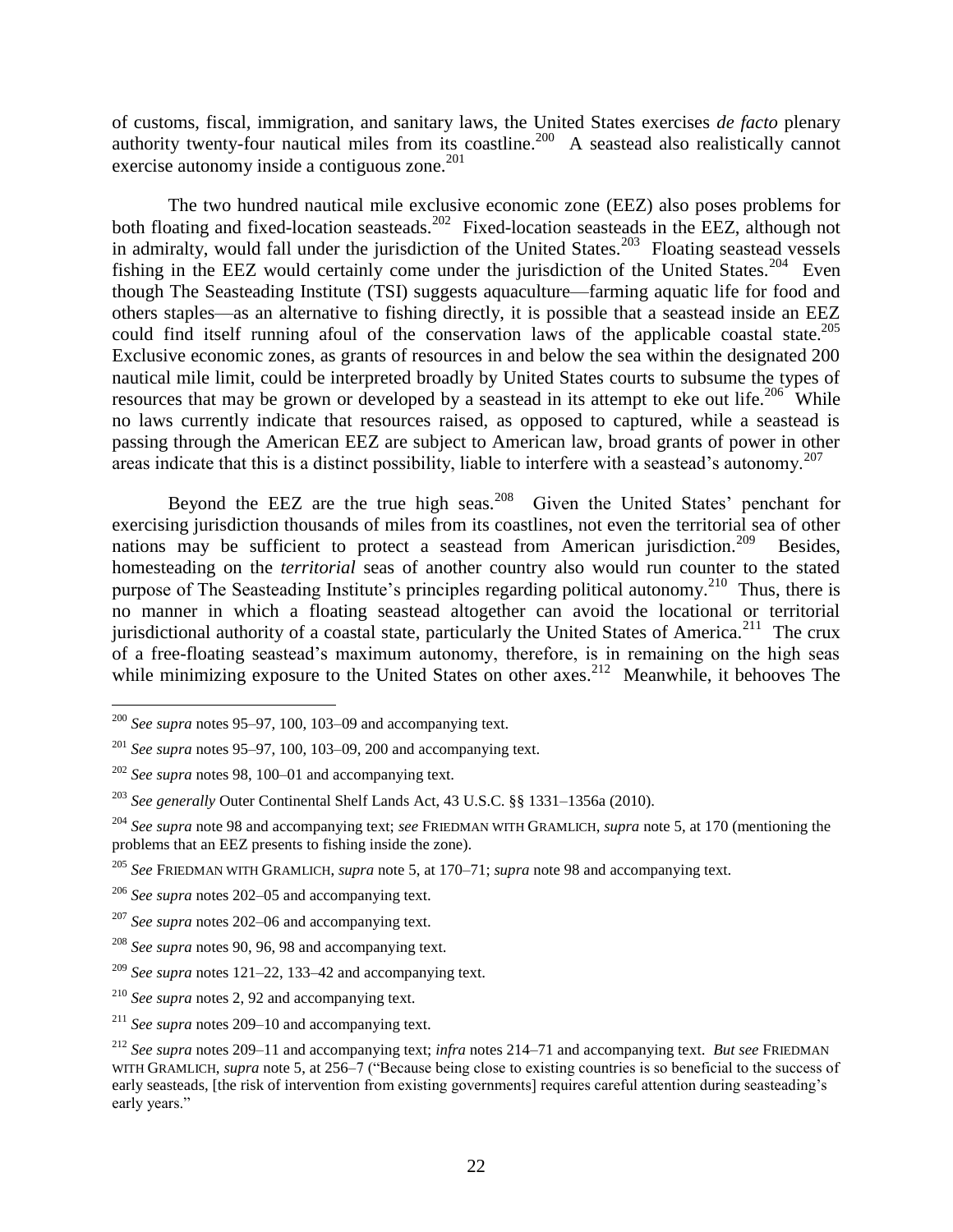of customs, fiscal, immigration, and sanitary laws, the United States exercises *de facto* plenary authority twenty-four nautical miles from its coastline.[200] A seastead also realistically cannot exercise autonomy inside a contiguous zone.[201]

The two hundred nautical mile exclusive economic zone (EEZ) also poses problems for both floating and fixed-location seasteads.[202] Fixed-location seasteads in the EEZ, although not in admiralty, would fall under the jurisdiction of the United States.[203] Floating seastead vessels fishing in the EEZ would certainly come under the jurisdiction of the United States.[204] Even though The Seasteading Institute (TSI) suggests aquaculture—farming aquatic life for food and others staples—as an alternative to fishing directly, it is possible that a seastead inside an EEZ could find itself running afoul of the conservation laws of the applicable coastal state.[205] Exclusive economic zones, as grants of resources in and below the sea within the designated 200 nautical mile limit, could be interpreted broadly by United States courts to subsume the types of resources that may be grown or developed by a seastead in its attempt to eke out life.[206] While no laws currently indicate that resources raised, as opposed to captured, while a seastead is passing through the American EEZ are subject to American law, broad grants of power in other areas indicate that this is a distinct possibility, liable to interfere with a seastead's autonomy.[207]

Beyond the EEZ are the true high seas.[208] Given the United States' penchant for exercising jurisdiction thousands of miles from its coastlines, not even the territorial sea of other nations may be sufficient to protect a seastead from American jurisdiction.[209] Besides, homesteading on the *territorial* seas of another country also would run counter to the stated purpose of The Seasteading Institute's principles regarding political autonomy.[210] Thus, there is no manner in which a floating seastead altogether can avoid the locational or territorial jurisdictional authority of a coastal state, particularly the United States of America.[211] The crux of a free-floating seastead's maximum autonomy, therefore, is in remaining on the high seas while minimizing exposure to the United States on other axes.[212] Meanwhile, it behooves The

---

[200] *See supra* notes 95–97, 100, 103–09 and accompanying text.

[201] *See supra* notes 95–97, 100, 103–09, 200 and accompanying text.

[202] *See supra* notes 98, 100–01 and accompanying text.

[203] *See generally* Outer Continental Shelf Lands Act, 43 U.S.C. §§ 1331–1356a (2010).

[204] *See supra* note 98 and accompanying text; *see* FRIEDMAN WITH GRAMLICH, *supra* note 5, at 170 (mentioning the problems that an EEZ presents to fishing inside the zone).

[205] *See* FRIEDMAN WITH GRAMLICH, *supra* note 5, at 170–71; *supra* note 98 and accompanying text.

[206] *See supra* notes 202–05 and accompanying text.

[207] *See supra* notes 202–06 and accompanying text.

[208] *See supra* notes 90, 96, 98 and accompanying text.

[209] *See supra* notes 121–22, 133–42 and accompanying text.

[210] *See supra* notes 2, 92 and accompanying text.

[211] *See supra* notes 209–10 and accompanying text.

[212] *See supra* notes 209–11 and accompanying text; *infra* notes 214–71 and accompanying text. *But see* FRIEDMAN WITH GRAMLICH, *supra* note 5, at 256–7 ("Because being close to existing countries is so beneficial to the success of early seasteads, [the risk of intervention from existing governments] requires careful attention during seasteading's early years."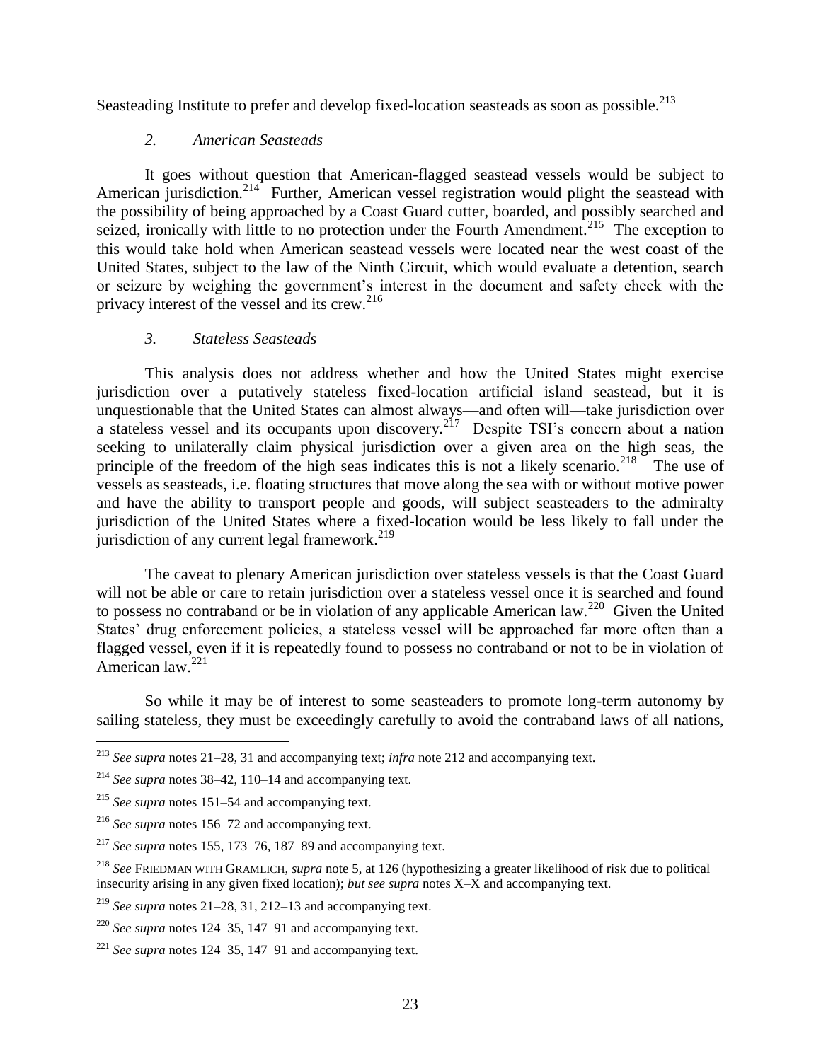Seasteading Institute to prefer and develop fixed-location seasteads as soon as possible.[213]

### *2. American Seasteads*

It goes without question that American-flagged seastead vessels would be subject to American jurisdiction.[214] Further, American vessel registration would plight the seastead with the possibility of being approached by a Coast Guard cutter, boarded, and possibly searched and seized, ironically with little to no protection under the Fourth Amendment.[215] The exception to this would take hold when American seastead vessels were located near the west coast of the United States, subject to the law of the Ninth Circuit, which would evaluate a detention, search or seizure by weighing the government's interest in the document and safety check with the privacy interest of the vessel and its crew.[216]

### *3. Stateless Seasteads*

This analysis does not address whether and how the United States might exercise jurisdiction over a putatively stateless fixed-location artificial island seastead, but it is unquestionable that the United States can almost always—and often will—take jurisdiction over a stateless vessel and its occupants upon discovery.[217] Despite TSI's concern about a nation seeking to unilaterally claim physical jurisdiction over a given area on the high seas, the principle of the freedom of the high seas indicates this is not a likely scenario.[218] The use of vessels as seasteads, i.e. floating structures that move along the sea with or without motive power and have the ability to transport people and goods, will subject seasteaders to the admiralty jurisdiction of the United States where a fixed-location would be less likely to fall under the jurisdiction of any current legal framework.[219]

The caveat to plenary American jurisdiction over stateless vessels is that the Coast Guard will not be able or care to retain jurisdiction over a stateless vessel once it is searched and found to possess no contraband or be in violation of any applicable American law.[220] Given the United States' drug enforcement policies, a stateless vessel will be approached far more often than a flagged vessel, even if it is repeatedly found to possess no contraband or not to be in violation of American law.[221]

So while it may be of interest to some seasteaders to promote long-term autonomy by sailing stateless, they must be exceedingly carefully to avoid the contraband laws of all nations,

---

[213] *See supra* notes 21–28, 31 and accompanying text; *infra* note 212 and accompanying text.

[214] *See supra* notes 38–42, 110–14 and accompanying text.

[215] *See supra* notes 151–54 and accompanying text.

[216] *See supra* notes 156–72 and accompanying text.

[217] *See supra* notes 155, 173–76, 187–89 and accompanying text.

[218] *See* FRIEDMAN WITH GRAMLICH, *supra* note 5, at 126 (hypothesizing a greater likelihood of risk due to political insecurity arising in any given fixed location); *but see supra* notes X–X and accompanying text.

[219] *See supra* notes 21–28, 31, 212–13 and accompanying text.

[220] *See supra* notes 124–35, 147–91 and accompanying text.

[221] *See supra* notes 124–35, 147–91 and accompanying text.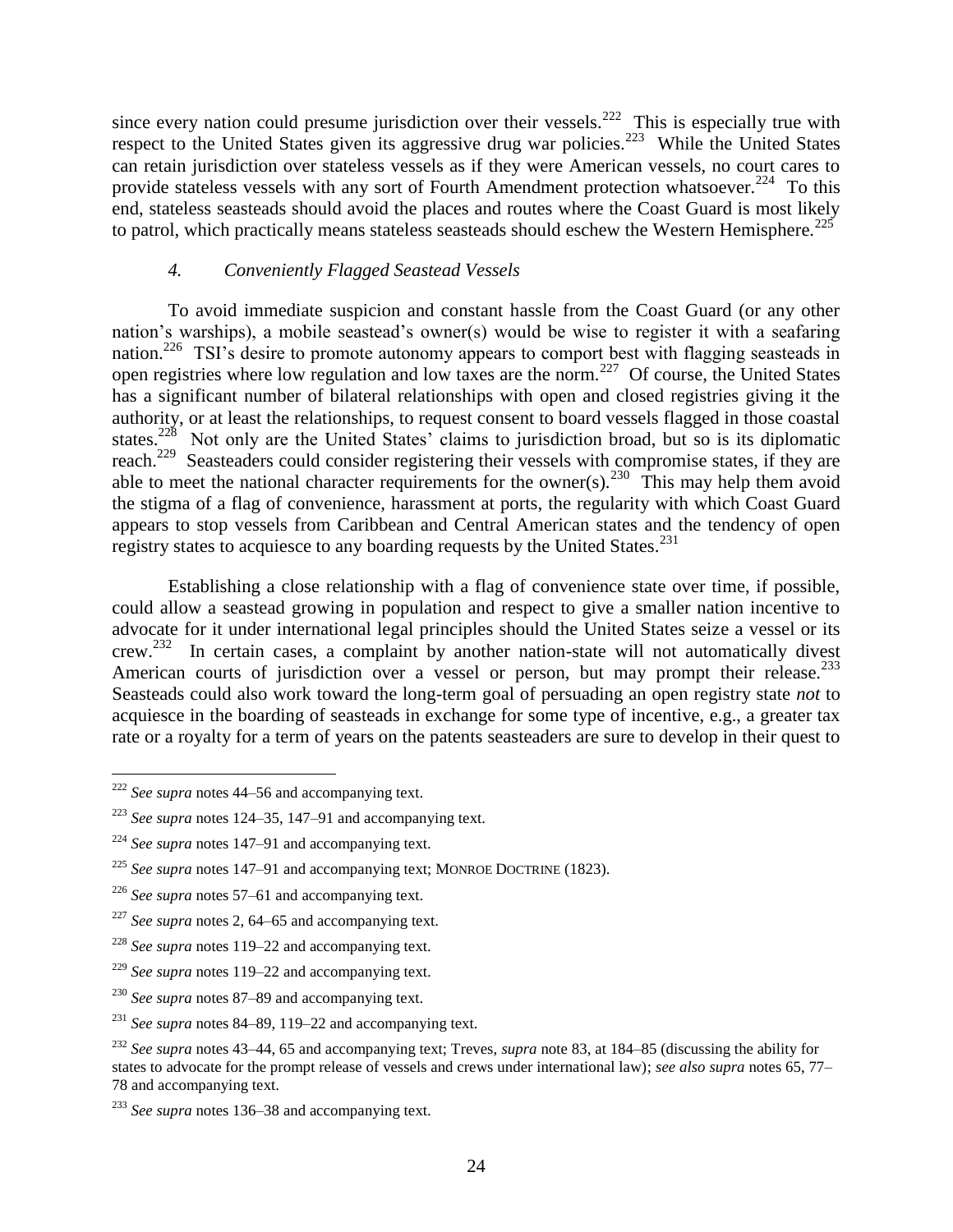since every nation could presume jurisdiction over their vessels.[222] This is especially true with respect to the United States given its aggressive drug war policies.[223] While the United States can retain jurisdiction over stateless vessels as if they were American vessels, no court cares to provide stateless vessels with any sort of Fourth Amendment protection whatsoever.[224] To this end, stateless seasteads should avoid the places and routes where the Coast Guard is most likely to patrol, which practically means stateless seasteads should eschew the Western Hemisphere.[225]

### *4. Conveniently Flagged Seastead Vessels*

To avoid immediate suspicion and constant hassle from the Coast Guard (or any other nation's warships), a mobile seastead's owner(s) would be wise to register it with a seafaring nation.[226] TSI's desire to promote autonomy appears to comport best with flagging seasteads in open registries where low regulation and low taxes are the norm.[227] Of course, the United States has a significant number of bilateral relationships with open and closed registries giving it the authority, or at least the relationships, to request consent to board vessels flagged in those coastal states.[228] Not only are the United States' claims to jurisdiction broad, but so is its diplomatic reach.[229] Seasteaders could consider registering their vessels with compromise states, if they are able to meet the national character requirements for the owner(s).[230] This may help them avoid the stigma of a flag of convenience, harassment at ports, the regularity with which Coast Guard appears to stop vessels from Caribbean and Central American states and the tendency of open registry states to acquiesce to any boarding requests by the United States.[231]

Establishing a close relationship with a flag of convenience state over time, if possible, could allow a seastead growing in population and respect to give a smaller nation incentive to advocate for it under international legal principles should the United States seize a vessel or its crew.[232] In certain cases, a complaint by another nation-state will not automatically divest American courts of jurisdiction over a vessel or person, but may prompt their release.[233] Seasteads could also work toward the long-term goal of persuading an open registry state *not* to acquiesce in the boarding of seasteads in exchange for some type of incentive, e.g., a greater tax rate or a royalty for a term of years on the patents seasteaders are sure to develop in their quest to

---

[222] *See supra* notes 44–56 and accompanying text.

[223] *See supra* notes 124–35, 147–91 and accompanying text.

[224] *See supra* notes 147–91 and accompanying text.

[225] *See supra* notes 147–91 and accompanying text; MONROE DOCTRINE (1823).

[226] *See supra* notes 57–61 and accompanying text.

[227] *See supra* notes 2, 64–65 and accompanying text.

[228] *See supra* notes 119–22 and accompanying text.

[229] *See supra* notes 119–22 and accompanying text.

[230] *See supra* notes 87–89 and accompanying text.

[231] *See supra* notes 84–89, 119–22 and accompanying text.

[232] *See supra* notes 43–44, 65 and accompanying text; Treves, *supra* note 83, at 184–85 (discussing the ability for states to advocate for the prompt release of vessels and crews under international law); *see also supra* notes 65, 77–78 and accompanying text.

[233] *See supra* notes 136–38 and accompanying text.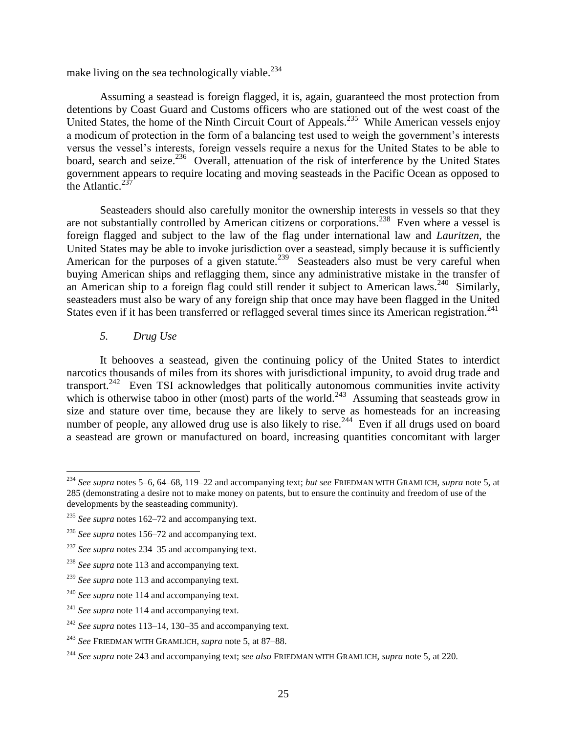make living on the sea technologically viable.[234]

Assuming a seastead is foreign flagged, it is, again, guaranteed the most protection from detentions by Coast Guard and Customs officers who are stationed out of the west coast of the United States, the home of the Ninth Circuit Court of Appeals.[235] While American vessels enjoy a modicum of protection in the form of a balancing test used to weigh the government's interests versus the vessel's interests, foreign vessels require a nexus for the United States to be able to board, search and seize.[236] Overall, attenuation of the risk of interference by the United States government appears to require locating and moving seasteads in the Pacific Ocean as opposed to the Atlantic.[237]

Seasteaders should also carefully monitor the ownership interests in vessels so that they are not substantially controlled by American citizens or corporations.[238] Even where a vessel is foreign flagged and subject to the law of the flag under international law and *Lauritzen*, the United States may be able to invoke jurisdiction over a seastead, simply because it is sufficiently American for the purposes of a given statute.[239] Seasteaders also must be very careful when buying American ships and reflagging them, since any administrative mistake in the transfer of an American ship to a foreign flag could still render it subject to American laws.[240] Similarly, seasteaders must also be wary of any foreign ship that once may have been flagged in the United States even if it has been transferred or reflagged several times since its American registration.[241]

### *5. Drug Use*

It behooves a seastead, given the continuing policy of the United States to interdict narcotics thousands of miles from its shores with jurisdictional impunity, to avoid drug trade and transport.[242] Even TSI acknowledges that politically autonomous communities invite activity which is otherwise taboo in other (most) parts of the world.[243] Assuming that seasteads grow in size and stature over time, because they are likely to serve as homesteads for an increasing number of people, any allowed drug use is also likely to rise.[244] Even if all drugs used on board a seastead are grown or manufactured on board, increasing quantities concomitant with larger

---

[234] *See supra* notes 5–6, 64–68, 119–22 and accompanying text; *but see* FRIEDMAN WITH GRAMLICH, *supra* note 5, at 285 (demonstrating a desire not to make money on patents, but to ensure the continuity and freedom of use of the developments by the seasteading community).

[235] *See supra* notes 162–72 and accompanying text.

[236] *See supra* notes 156–72 and accompanying text.

[237] *See supra* notes 234–35 and accompanying text.

[238] *See supra* note 113 and accompanying text.

[239] *See supra* note 113 and accompanying text.

[240] *See supra* note 114 and accompanying text.

[241] *See supra* note 114 and accompanying text.

[242] *See supra* notes 113–14, 130–35 and accompanying text.

[243] *See* FRIEDMAN WITH GRAMLICH, *supra* note 5, at 87–88.

[244] *See supra* note 243 and accompanying text; *see also* FRIEDMAN WITH GRAMLICH, *supra* note 5, at 220.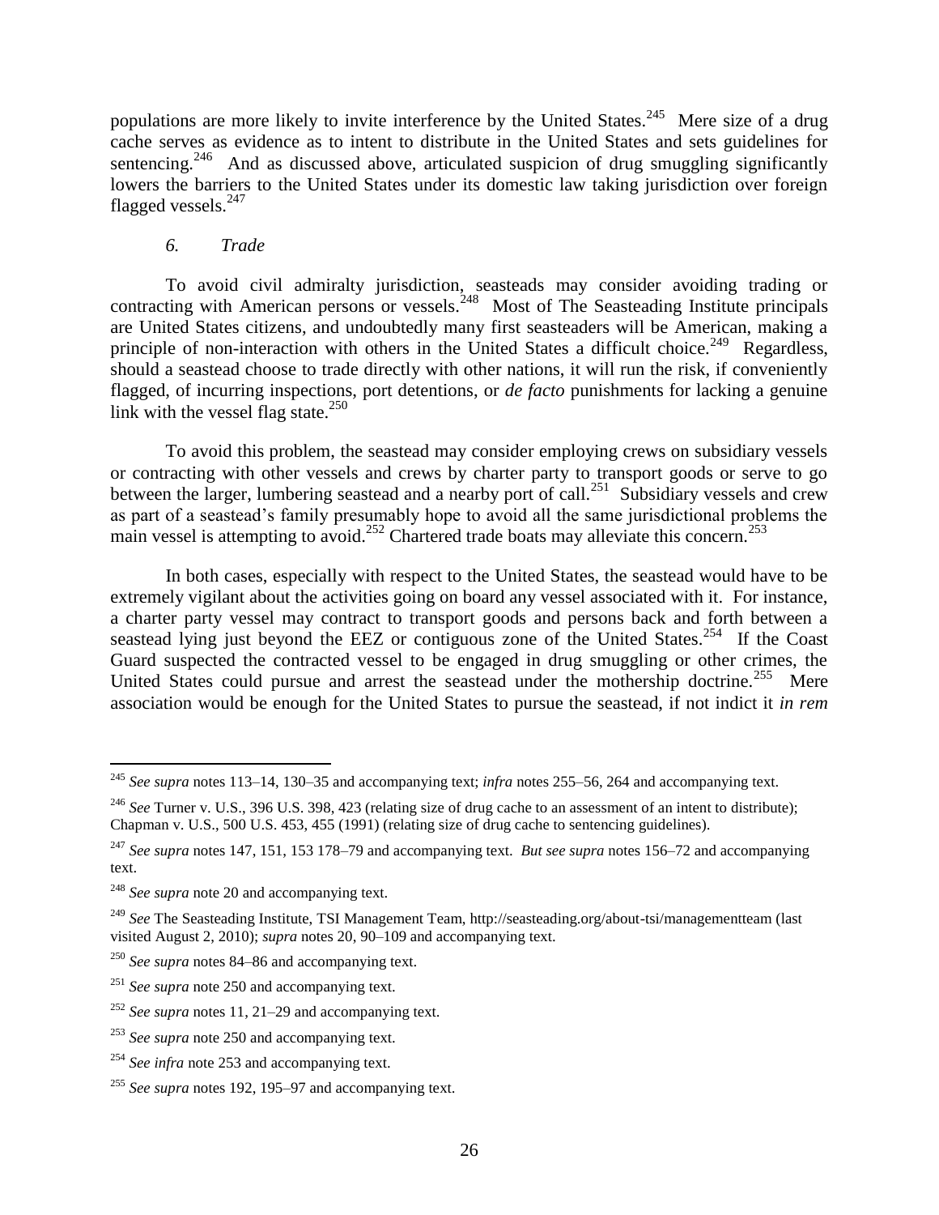populations are more likely to invite interference by the United States.[245] Mere size of a drug cache serves as evidence as to intent to distribute in the United States and sets guidelines for sentencing.[246] And as discussed above, articulated suspicion of drug smuggling significantly lowers the barriers to the United States under its domestic law taking jurisdiction over foreign flagged vessels.[247]

### *6. Trade*

To avoid civil admiralty jurisdiction, seasteads may consider avoiding trading or contracting with American persons or vessels.[248] Most of The Seasteading Institute principals are United States citizens, and undoubtedly many first seasteaders will be American, making a principle of non-interaction with others in the United States a difficult choice.[249] Regardless, should a seastead choose to trade directly with other nations, it will run the risk, if conveniently flagged, of incurring inspections, port detentions, or *de facto* punishments for lacking a genuine link with the vessel flag state.[250]

To avoid this problem, the seastead may consider employing crews on subsidiary vessels or contracting with other vessels and crews by charter party to transport goods or serve to go between the larger, lumbering seastead and a nearby port of call.[251] Subsidiary vessels and crew as part of a seastead's family presumably hope to avoid all the same jurisdictional problems the main vessel is attempting to avoid.[252] Chartered trade boats may alleviate this concern.[253]

In both cases, especially with respect to the United States, the seastead would have to be extremely vigilant about the activities going on board any vessel associated with it. For instance, a charter party vessel may contract to transport goods and persons back and forth between a seastead lying just beyond the EEZ or contiguous zone of the United States.[254] If the Coast Guard suspected the contracted vessel to be engaged in drug smuggling or other crimes, the United States could pursue and arrest the seastead under the mothership doctrine.[255] Mere association would be enough for the United States to pursue the seastead, if not indict it *in rem*

---

[245] *See supra* notes 113–14, 130–35 and accompanying text; *infra* notes 255–56, 264 and accompanying text.

[246] *See* Turner v. U.S., 396 U.S. 398, 423 (relating size of drug cache to an assessment of an intent to distribute); Chapman v. U.S., 500 U.S. 453, 455 (1991) (relating size of drug cache to sentencing guidelines).

[247] *See supra* notes 147, 151, 153 178–79 and accompanying text. *But see supra* notes 156–72 and accompanying text.

[248] *See supra* note 20 and accompanying text.

[249] *See* The Seasteading Institute, TSI Management Team, http://seasteading.org/about-tsi/managementteam (last visited August 2, 2010); *supra* notes 20, 90–109 and accompanying text.

[250] *See supra* notes 84–86 and accompanying text.

[251] *See supra* note 250 and accompanying text.

[252] *See supra* notes 11, 21–29 and accompanying text.

[253] *See supra* note 250 and accompanying text.

[254] *See infra* note 253 and accompanying text.

[255] *See supra* notes 192, 195–97 and accompanying text.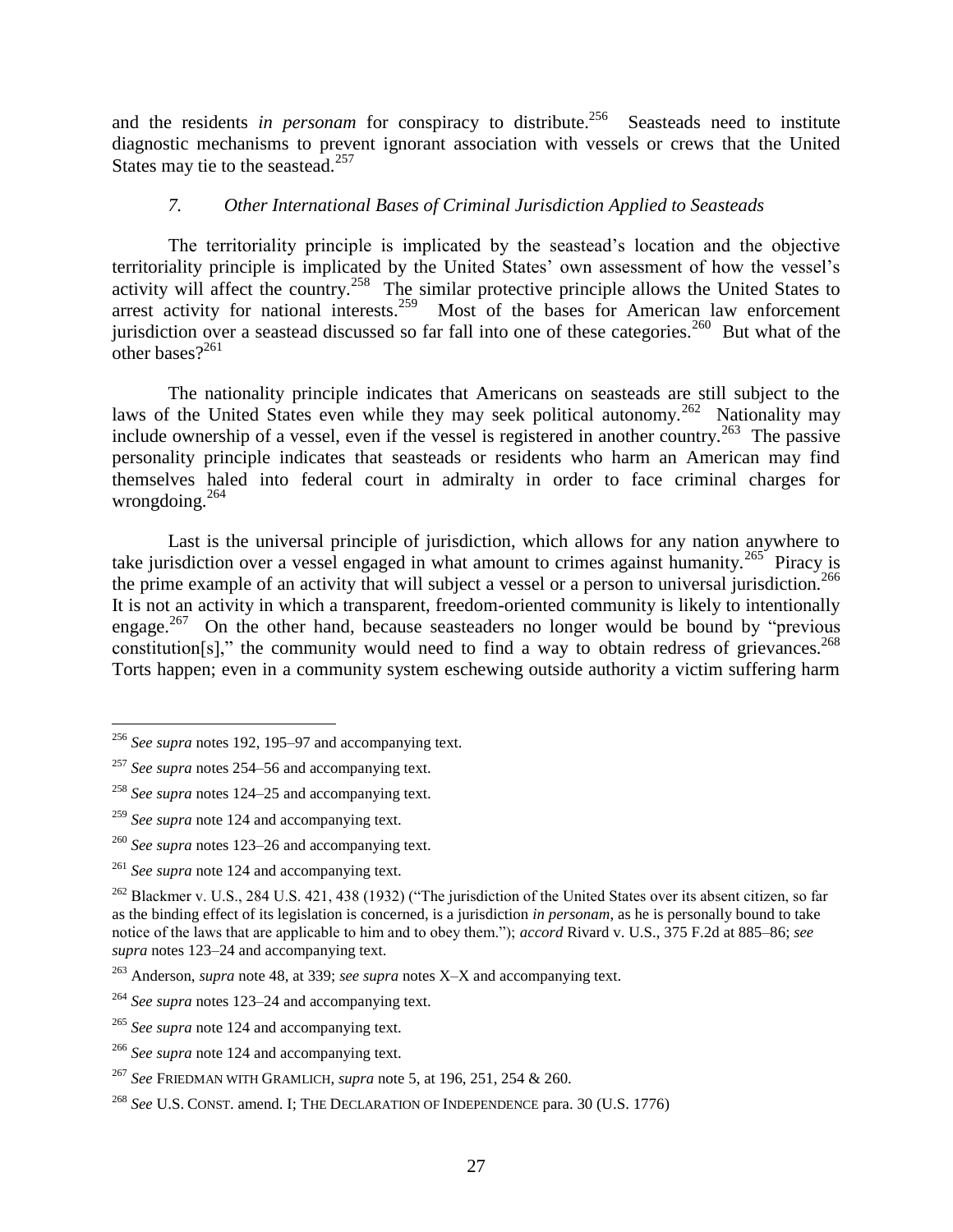and the residents *in personam* for conspiracy to distribute.[256] Seasteads need to institute diagnostic mechanisms to prevent ignorant association with vessels or crews that the United States may tie to the seastead.[257]

### *7. Other International Bases of Criminal Jurisdiction Applied to Seasteads*

The territoriality principle is implicated by the seastead's location and the objective territoriality principle is implicated by the United States' own assessment of how the vessel's activity will affect the country.[258] The similar protective principle allows the United States to arrest activity for national interests.[259] Most of the bases for American law enforcement jurisdiction over a seastead discussed so far fall into one of these categories.[260] But what of the other bases?[261]

The nationality principle indicates that Americans on seasteads are still subject to the laws of the United States even while they may seek political autonomy.[262] Nationality may include ownership of a vessel, even if the vessel is registered in another country.[263] The passive personality principle indicates that seasteads or residents who harm an American may find themselves haled into federal court in admiralty in order to face criminal charges for wrongdoing.[264]

Last is the universal principle of jurisdiction, which allows for any nation anywhere to take jurisdiction over a vessel engaged in what amount to crimes against humanity.[265] Piracy is the prime example of an activity that will subject a vessel or a person to universal jurisdiction.[266] It is not an activity in which a transparent, freedom-oriented community is likely to intentionally engage.[267] On the other hand, because seasteaders no longer would be bound by "previous constitution[s]," the community would need to find a way to obtain redress of grievances.[268] Torts happen; even in a community system eschewing outside authority a victim suffering harm

---

[256] *See supra* notes 192, 195–97 and accompanying text.

[257] *See supra* notes 254–56 and accompanying text.

[258] *See supra* notes 124–25 and accompanying text.

[259] *See supra* note 124 and accompanying text.

[260] *See supra* notes 123–26 and accompanying text.

[261] *See supra* note 124 and accompanying text.

[262] Blackmer v. U.S., 284 U.S. 421, 438 (1932) ("The jurisdiction of the United States over its absent citizen, so far as the binding effect of its legislation is concerned, is a jurisdiction *in personam*, as he is personally bound to take notice of the laws that are applicable to him and to obey them."); *accord* Rivard v. U.S., 375 F.2d at 885–86; *see supra* notes 123–24 and accompanying text.

[263] Anderson, *supra* note 48, at 339; *see supra* notes X–X and accompanying text.

[264] *See supra* notes 123–24 and accompanying text.

[265] *See supra* note 124 and accompanying text.

[266] *See supra* note 124 and accompanying text.

[267] *See* FRIEDMAN WITH GRAMLICH, *supra* note 5, at 196, 251, 254 & 260.

[268] *See* U.S. CONST. amend. I; THE DECLARATION OF INDEPENDENCE para. 30 (U.S. 1776)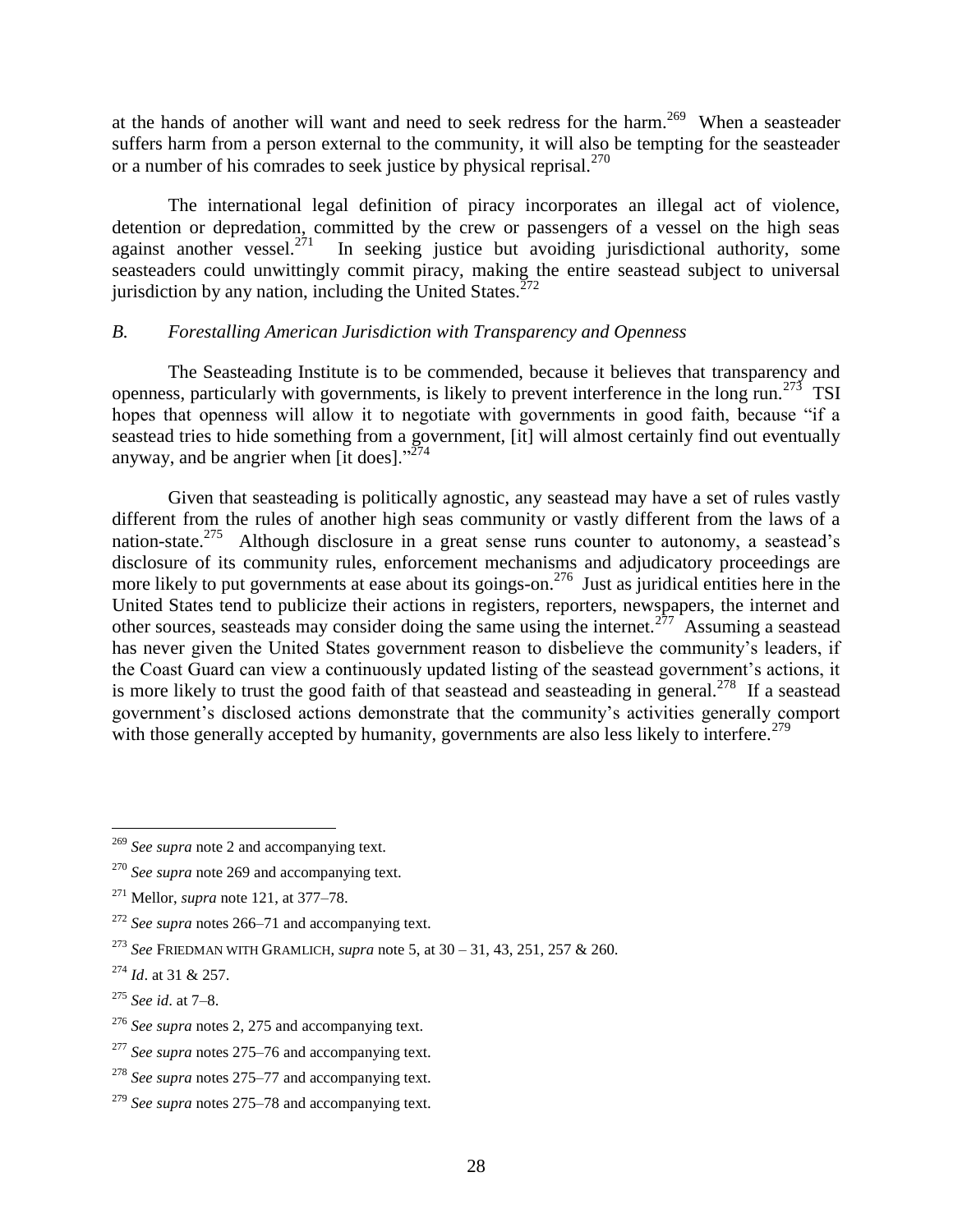at the hands of another will want and need to seek redress for the harm.[269] When a seasteader suffers harm from a person external to the community, it will also be tempting for the seasteader or a number of his comrades to seek justice by physical reprisal.[270]

The international legal definition of piracy incorporates an illegal act of violence, detention or depredation, committed by the crew or passengers of a vessel on the high seas against another vessel.[271] In seeking justice but avoiding jurisdictional authority, some seasteaders could unwittingly commit piracy, making the entire seastead subject to universal jurisdiction by any nation, including the United States.[272]

### *B. Forestalling American Jurisdiction with Transparency and Openness*

The Seasteading Institute is to be commended, because it believes that transparency and openness, particularly with governments, is likely to prevent interference in the long run.[273] TSI hopes that openness will allow it to negotiate with governments in good faith, because "if a seastead tries to hide something from a government, [it] will almost certainly find out eventually anyway, and be angrier when [it does]."[274]

Given that seasteading is politically agnostic, any seastead may have a set of rules vastly different from the rules of another high seas community or vastly different from the laws of a nation-state.[275] Although disclosure in a great sense runs counter to autonomy, a seastead's disclosure of its community rules, enforcement mechanisms and adjudicatory proceedings are more likely to put governments at ease about its goings-on.[276] Just as juridical entities here in the United States tend to publicize their actions in registers, reporters, newspapers, the internet and other sources, seasteads may consider doing the same using the internet.[277] Assuming a seastead has never given the United States government reason to disbelieve the community's leaders, if the Coast Guard can view a continuously updated listing of the seastead government's actions, it is more likely to trust the good faith of that seastead and seasteading in general.[278] If a seastead government's disclosed actions demonstrate that the community's activities generally comport with those generally accepted by humanity, governments are also less likely to interfere.[279]

---

[269] *See supra* note 2 and accompanying text.

[270] *See supra* note 269 and accompanying text.

[271] Mellor, *supra* note 121, at 377–78.

[272] *See supra* notes 266–71 and accompanying text.

[273] *See* FRIEDMAN WITH GRAMLICH, *supra* note 5, at 30 – 31, 43, 251, 257 & 260.

[274] *Id*. at 31 & 257.

[275] *See id*. at 7–8.

[276] *See supra* notes 2, 275 and accompanying text.

[277] *See supra* notes 275–76 and accompanying text.

[278] *See supra* notes 275–77 and accompanying text.

[279] *See supra* notes 275–78 and accompanying text.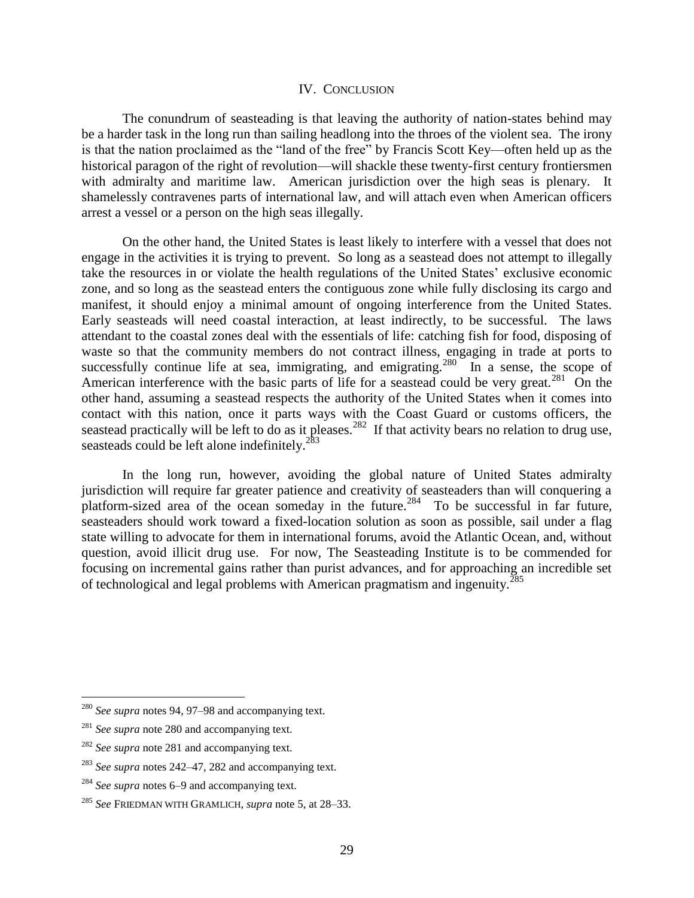## IV. CONCLUSION

The conundrum of seasteading is that leaving the authority of nation-states behind may be a harder task in the long run than sailing headlong into the throes of the violent sea. The irony is that the nation proclaimed as the "land of the free" by Francis Scott Key—often held up as the historical paragon of the right of revolution—will shackle these twenty-first century frontiersmen with admiralty and maritime law. American jurisdiction over the high seas is plenary. It shamelessly contravenes parts of international law, and will attach even when American officers arrest a vessel or a person on the high seas illegally.

On the other hand, the United States is least likely to interfere with a vessel that does not engage in the activities it is trying to prevent. So long as a seastead does not attempt to illegally take the resources in or violate the health regulations of the United States' exclusive economic zone, and so long as the seastead enters the contiguous zone while fully disclosing its cargo and manifest, it should enjoy a minimal amount of ongoing interference from the United States. Early seasteads will need coastal interaction, at least indirectly, to be successful. The laws attendant to the coastal zones deal with the essentials of life: catching fish for food, disposing of waste so that the community members do not contract illness, engaging in trade at ports to successfully continue life at sea, immigrating, and emigrating.[280] In a sense, the scope of American interference with the basic parts of life for a seastead could be very great.[281] On the other hand, assuming a seastead respects the authority of the United States when it comes into contact with this nation, once it parts ways with the Coast Guard or customs officers, the seastead practically will be left to do as it pleases.[282] If that activity bears no relation to drug use, seasteads could be left alone indefinitely.[283]

In the long run, however, avoiding the global nature of United States admiralty jurisdiction will require far greater patience and creativity of seasteaders than will conquering a platform-sized area of the ocean someday in the future.[284] To be successful in far future, seasteaders should work toward a fixed-location solution as soon as possible, sail under a flag state willing to advocate for them in international forums, avoid the Atlantic Ocean, and, without question, avoid illicit drug use. For now, The Seasteading Institute is to be commended for focusing on incremental gains rather than purist advances, and for approaching an incredible set of technological and legal problems with American pragmatism and ingenuity.[285]

---

[280] *See supra* notes 94, 97–98 and accompanying text.

[281] *See supra* note 280 and accompanying text.

[282] *See supra* note 281 and accompanying text.

[283] *See supra* notes 242–47, 282 and accompanying text.

[284] *See supra* notes 6–9 and accompanying text.

[285] *See* FRIEDMAN WITH GRAMLICH, *supra* note 5, at 28–33.